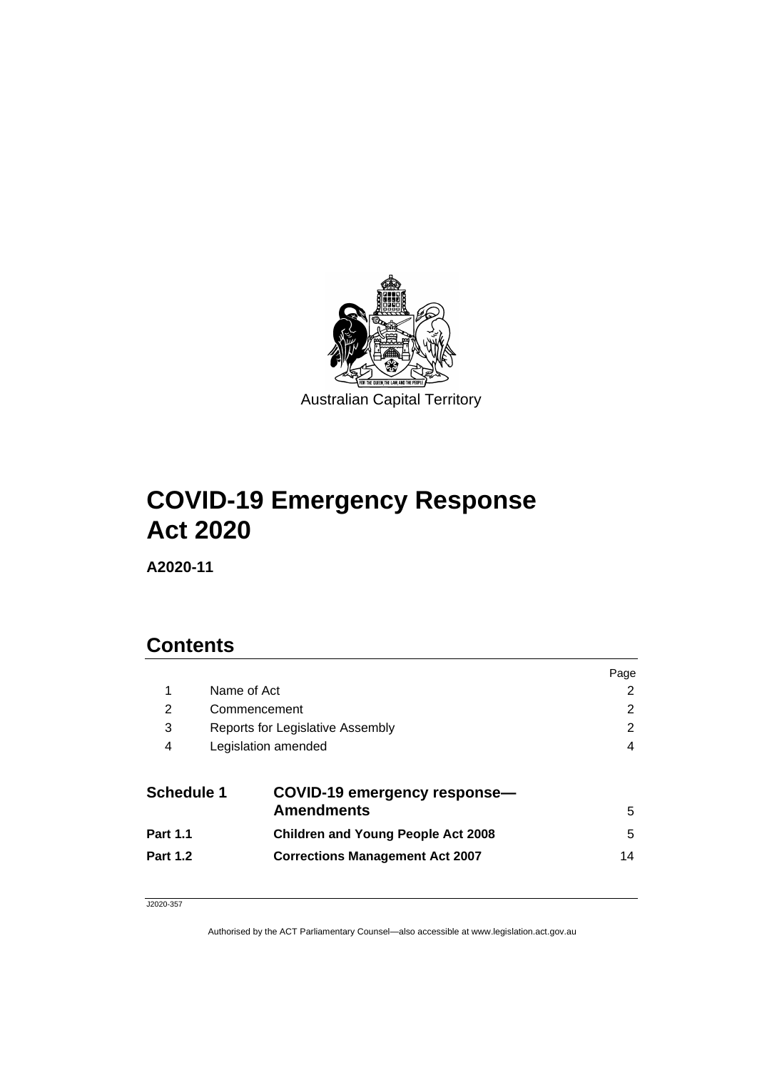Australian Capital Territory

# COVID-19 Emergency Response Act 2020

**A2020-11**

## Contents

| | | Page |
|---|---|---|
| 1 | Name of Act | 2 |
| 2 | Commencement | 2 |
| 3 | Reports for Legislative Assembly | 2 |
| 4 | Legislation amended | 4 |
| **Schedule 1** | **COVID-19 emergency response—Amendments** | 5 |
| **Part 1.1** | **Children and Young People Act 2008** | 5 |
| **Part 1.2** | **Corrections Management Act 2007** | 14 |

J2020-357

Authorised by the ACT Parliamentary Counsel—also accessible at www.legislation.act.gov.au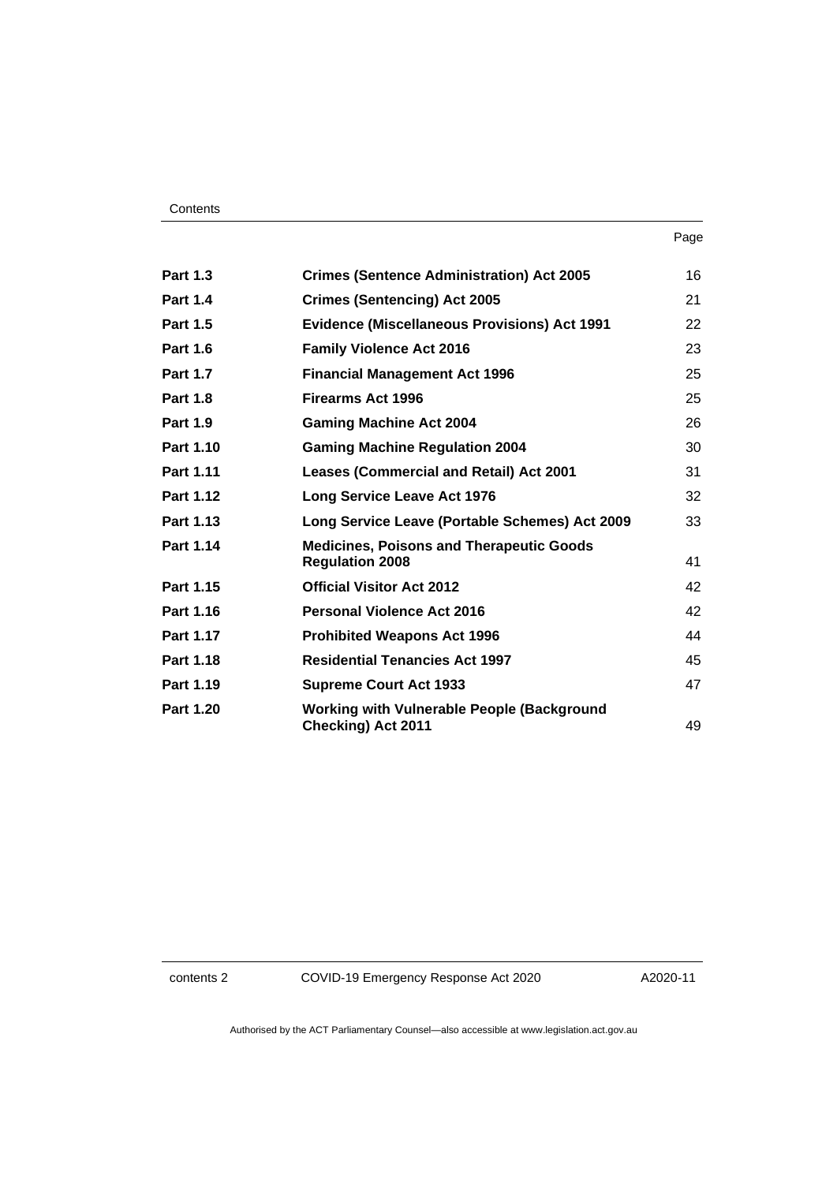| | | Page |
|---|---|---|
| **Part 1.3** | **Crimes (Sentence Administration) Act 2005** | 16 |
| **Part 1.4** | **Crimes (Sentencing) Act 2005** | 21 |
| **Part 1.5** | **Evidence (Miscellaneous Provisions) Act 1991** | 22 |
| **Part 1.6** | **Family Violence Act 2016** | 23 |
| **Part 1.7** | **Financial Management Act 1996** | 25 |
| **Part 1.8** | **Firearms Act 1996** | 25 |
| **Part 1.9** | **Gaming Machine Act 2004** | 26 |
| **Part 1.10** | **Gaming Machine Regulation 2004** | 30 |
| **Part 1.11** | **Leases (Commercial and Retail) Act 2001** | 31 |
| **Part 1.12** | **Long Service Leave Act 1976** | 32 |
| **Part 1.13** | **Long Service Leave (Portable Schemes) Act 2009** | 33 |
| **Part 1.14** | **Medicines, Poisons and Therapeutic Goods Regulation 2008** | 41 |
| **Part 1.15** | **Official Visitor Act 2012** | 42 |
| **Part 1.16** | **Personal Violence Act 2016** | 42 |
| **Part 1.17** | **Prohibited Weapons Act 1996** | 44 |
| **Part 1.18** | **Residential Tenancies Act 1997** | 45 |
| **Part 1.19** | **Supreme Court Act 1933** | 47 |
| **Part 1.20** | **Working with Vulnerable People (Background Checking) Act 2011** | 49 |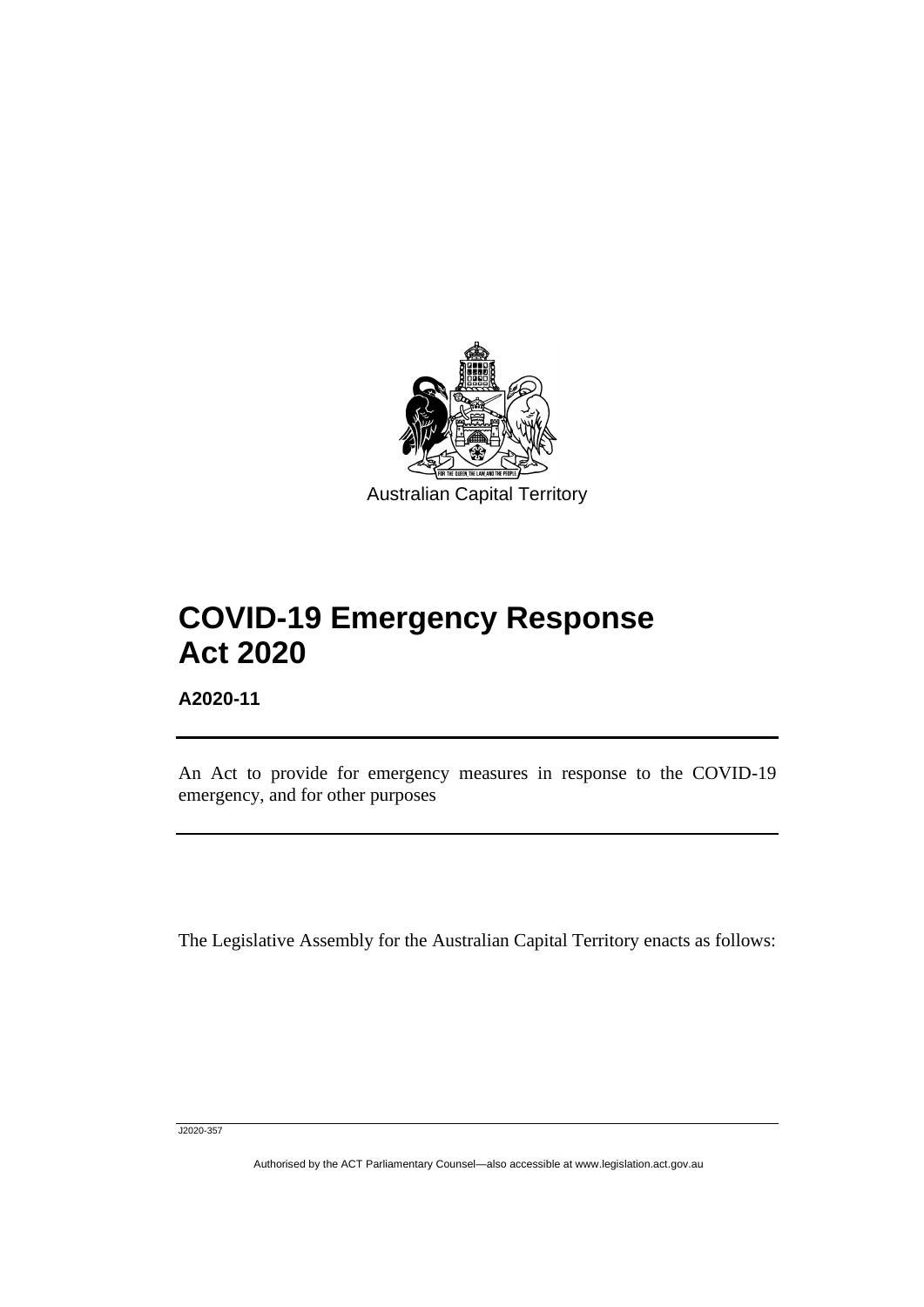Australian Capital Territory

# COVID-19 Emergency Response Act 2020

**A2020-11**

---

An Act to provide for emergency measures in response to the COVID-19 emergency, and for other purposes

---

The Legislative Assembly for the Australian Capital Territory enacts as follows: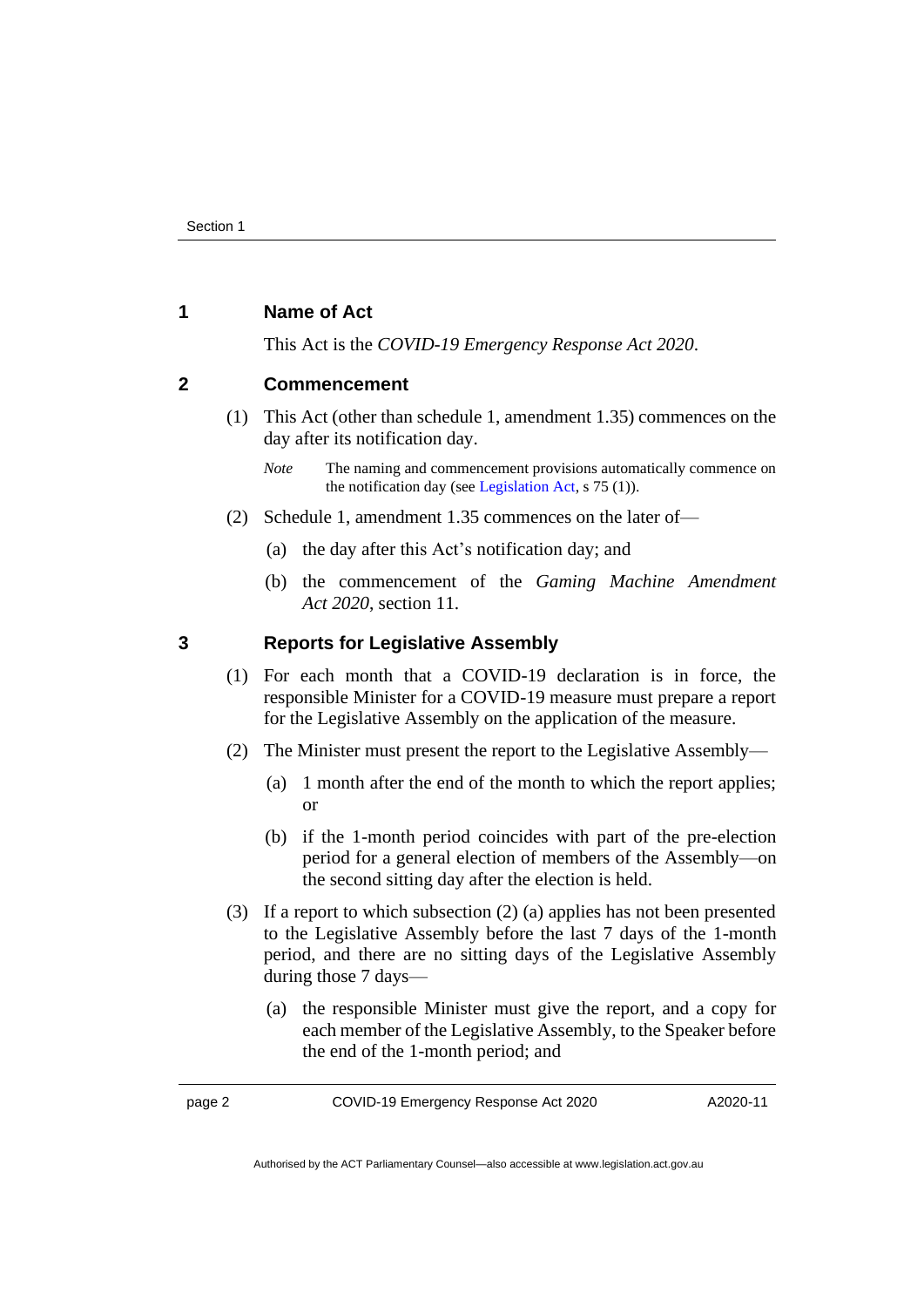## 1 Name of Act

This Act is the *COVID-19 Emergency Response Act 2020*.

## 2 Commencement

(1) This Act (other than schedule 1, amendment 1.35) commences on the day after its notification day.

*Note* The naming and commencement provisions automatically commence on the notification day (see Legislation Act, s 75 (1)).

(2) Schedule 1, amendment 1.35 commences on the later of—

(a) the day after this Act's notification day; and

(b) the commencement of the *Gaming Machine Amendment Act 2020*, section 11.

## 3 Reports for Legislative Assembly

(1) For each month that a COVID-19 declaration is in force, the responsible Minister for a COVID-19 measure must prepare a report for the Legislative Assembly on the application of the measure.

(2) The Minister must present the report to the Legislative Assembly—

(a) 1 month after the end of the month to which the report applies; or

(b) if the 1-month period coincides with part of the pre-election period for a general election of members of the Assembly—on the second sitting day after the election is held.

(3) If a report to which subsection (2) (a) applies has not been presented to the Legislative Assembly before the last 7 days of the 1-month period, and there are no sitting days of the Legislative Assembly during those 7 days—

(a) the responsible Minister must give the report, and a copy for each member of the Legislative Assembly, to the Speaker before the end of the 1-month period; and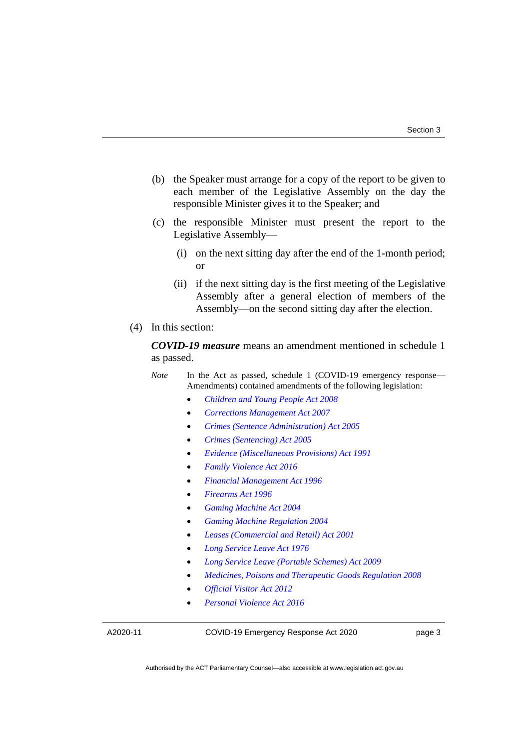(b) the Speaker must arrange for a copy of the report to be given to each member of the Legislative Assembly on the day the responsible Minister gives it to the Speaker; and

(c) the responsible Minister must present the report to the Legislative Assembly—

(i) on the next sitting day after the end of the 1-month period; or

(ii) if the next sitting day is the first meeting of the Legislative Assembly after a general election of members of the Assembly—on the second sitting day after the election.

(4) In this section:

***COVID-19 measure*** means an amendment mentioned in schedule 1 as passed.

*Note* In the Act as passed, schedule 1 (COVID-19 emergency response—Amendments) contained amendments of the following legislation:

- *Children and Young People Act 2008*
- *Corrections Management Act 2007*
- *Crimes (Sentence Administration) Act 2005*
- *Crimes (Sentencing) Act 2005*
- *Evidence (Miscellaneous Provisions) Act 1991*
- *Family Violence Act 2016*
- *Financial Management Act 1996*
- *Firearms Act 1996*
- *Gaming Machine Act 2004*
- *Gaming Machine Regulation 2004*
- *Leases (Commercial and Retail) Act 2001*
- *Long Service Leave Act 1976*
- *Long Service Leave (Portable Schemes) Act 2009*
- *Medicines, Poisons and Therapeutic Goods Regulation 2008*
- *Official Visitor Act 2012*
- *Personal Violence Act 2016*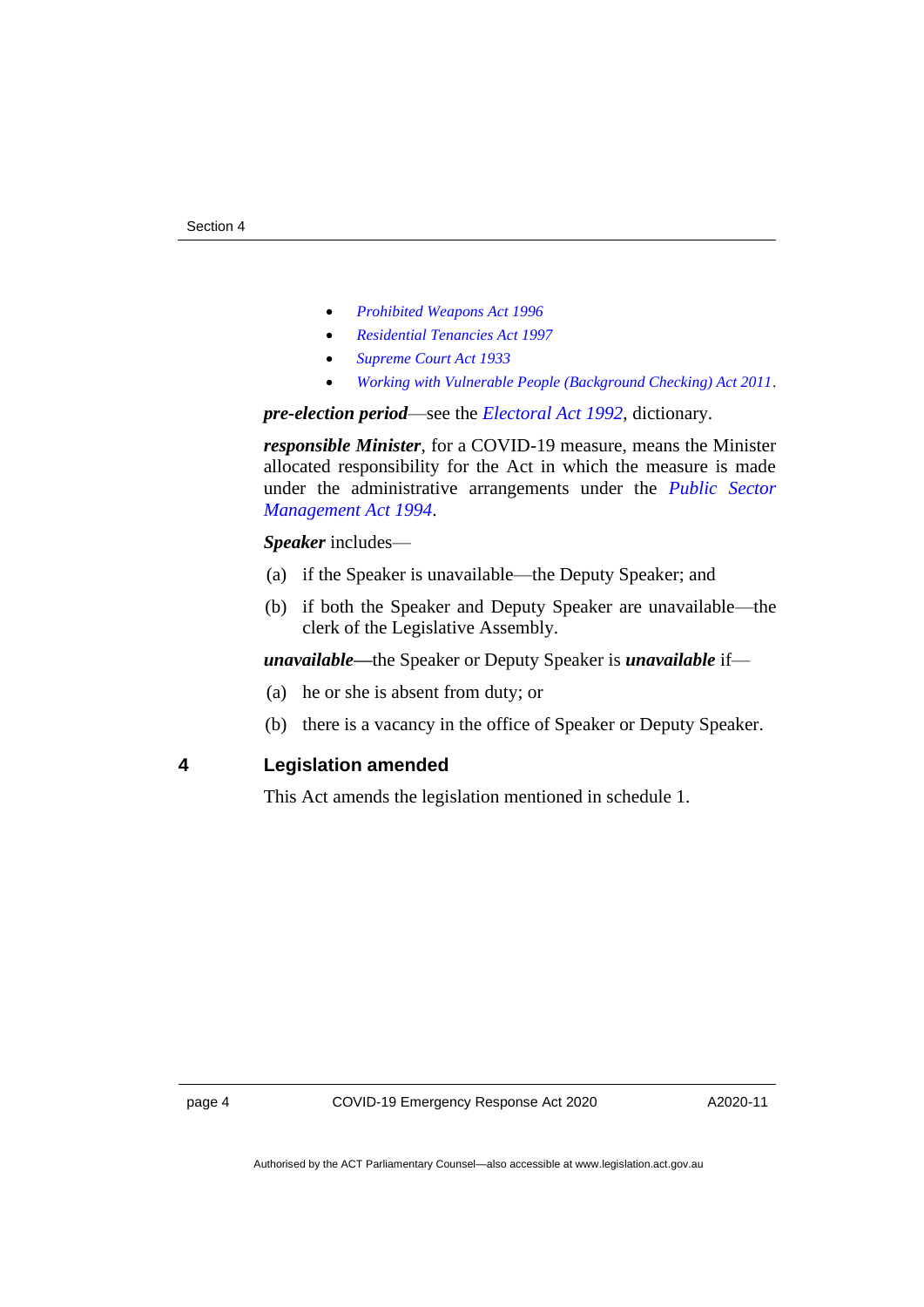- *Prohibited Weapons Act 1996*
- *Residential Tenancies Act 1997*
- *Supreme Court Act 1933*
- *Working with Vulnerable People (Background Checking) Act 2011*.

***pre-election period***—see the *Electoral Act 1992*, dictionary.

***responsible Minister***, for a COVID-19 measure, means the Minister allocated responsibility for the Act in which the measure is made under the administrative arrangements under the *Public Sector Management Act 1994*.

***Speaker*** includes—

(a) if the Speaker is unavailable—the Deputy Speaker; and

(b) if both the Speaker and Deputy Speaker are unavailable—the clerk of the Legislative Assembly.

***unavailable***—the Speaker or Deputy Speaker is ***unavailable*** if—

(a) he or she is absent from duty; or

(b) there is a vacancy in the office of Speaker or Deputy Speaker.

## 4 Legislation amended

This Act amends the legislation mentioned in schedule 1.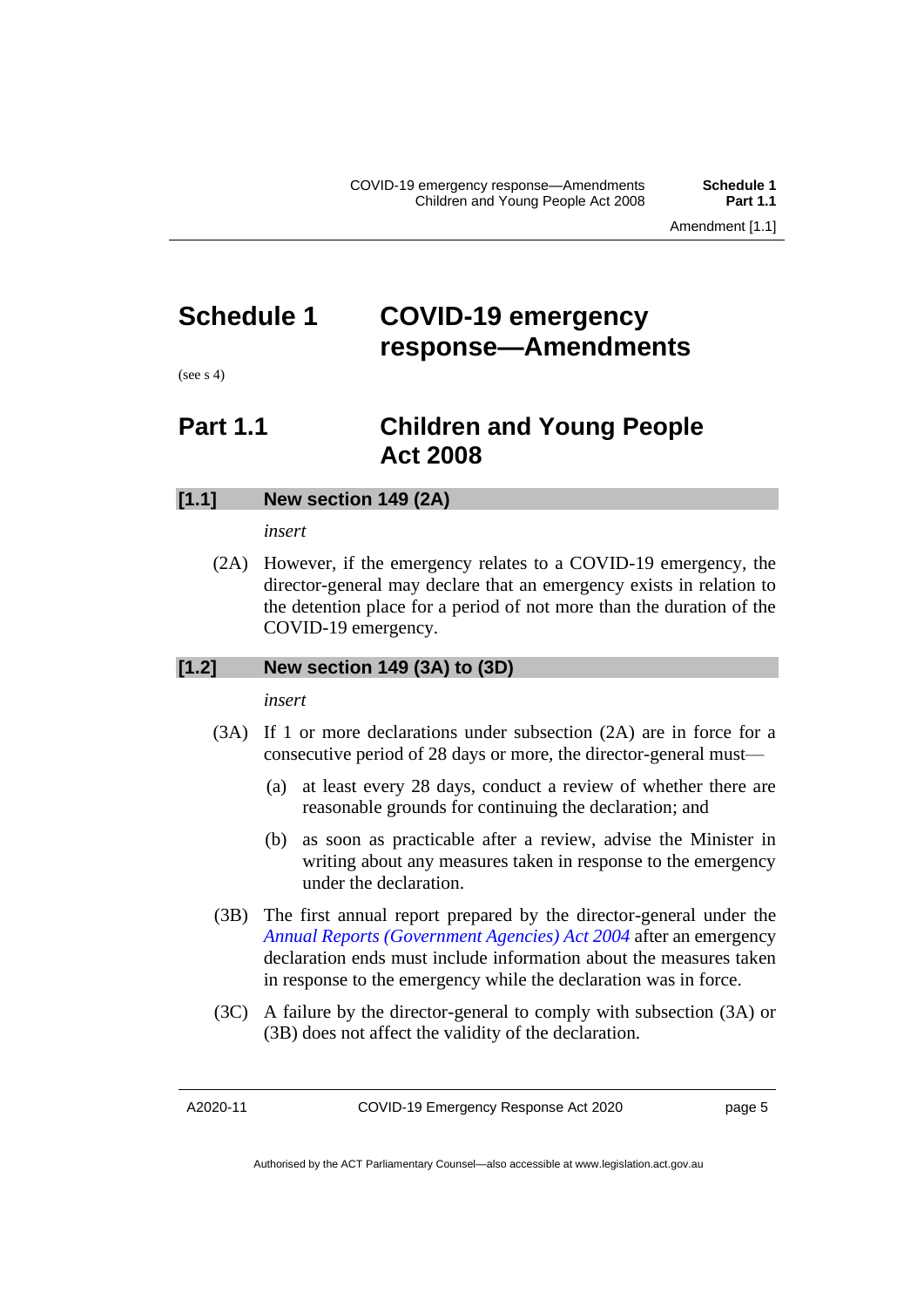# Schedule 1 COVID-19 emergency response—Amendments

(see s 4)

## Part 1.1 Children and Young People Act 2008

### [1.1] New section 149 (2A)

*insert*

(2A) However, if the emergency relates to a COVID-19 emergency, the director-general may declare that an emergency exists in relation to the detention place for a period of not more than the duration of the COVID-19 emergency.

### [1.2] New section 149 (3A) to (3D)

*insert*

(3A) If 1 or more declarations under subsection (2A) are in force for a consecutive period of 28 days or more, the director-general must—

(a) at least every 28 days, conduct a review of whether there are reasonable grounds for continuing the declaration; and

(b) as soon as practicable after a review, advise the Minister in writing about any measures taken in response to the emergency under the declaration.

(3B) The first annual report prepared by the director-general under the *Annual Reports (Government Agencies) Act 2004* after an emergency declaration ends must include information about the measures taken in response to the emergency while the declaration was in force.

(3C) A failure by the director-general to comply with subsection (3A) or (3B) does not affect the validity of the declaration.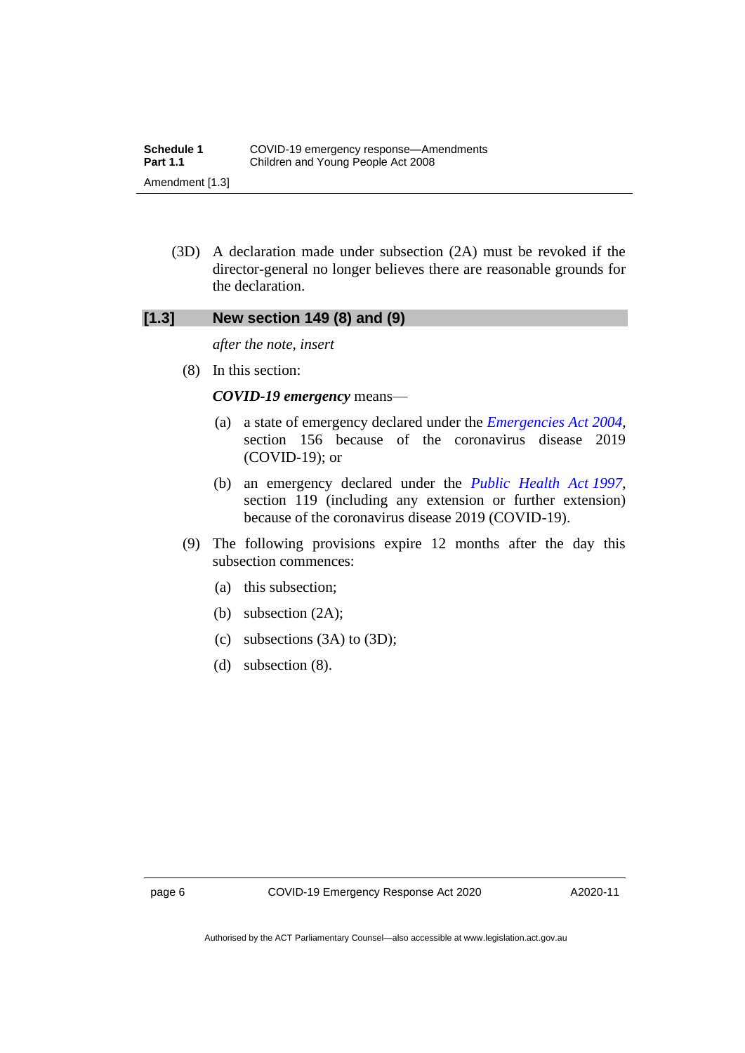(3D) A declaration made under subsection (2A) must be revoked if the director-general no longer believes there are reasonable grounds for the declaration.

### [1.3] New section 149 (8) and (9)

*after the note, insert*

(8) In this section:

***COVID-19 emergency*** means—

(a) a state of emergency declared under the *Emergencies Act 2004*, section 156 because of the coronavirus disease 2019 (COVID-19); or

(b) an emergency declared under the *Public Health Act 1997*, section 119 (including any extension or further extension) because of the coronavirus disease 2019 (COVID-19).

(9) The following provisions expire 12 months after the day this subsection commences:

(a) this subsection;

(b) subsection (2A);

(c) subsections (3A) to (3D);

(d) subsection (8).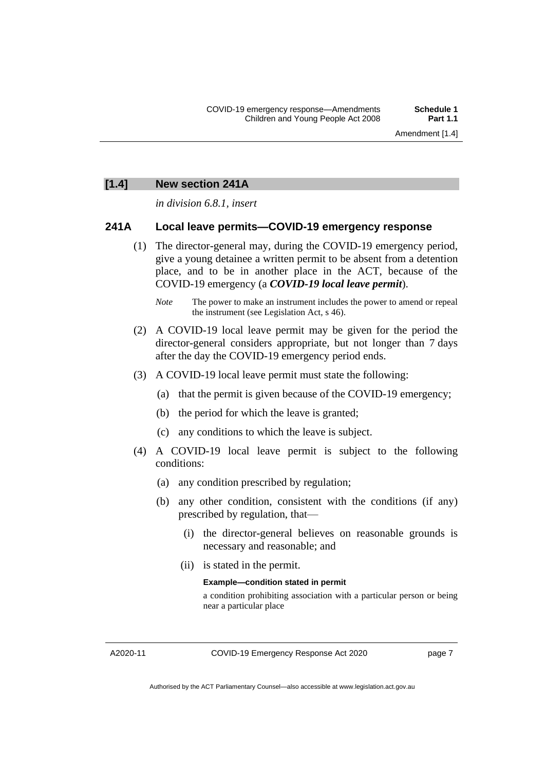## [1.4] New section 241A

*in division 6.8.1, insert*

### 241A Local leave permits—COVID-19 emergency response

(1) The director-general may, during the COVID-19 emergency period, give a young detainee a written permit to be absent from a detention place, and to be in another place in the ACT, because of the COVID-19 emergency (a ***COVID-19 local leave permit***).

*Note* The power to make an instrument includes the power to amend or repeal the instrument (see Legislation Act, s 46).

(2) A COVID-19 local leave permit may be given for the period the director-general considers appropriate, but not longer than 7 days after the day the COVID-19 emergency period ends.

(3) A COVID-19 local leave permit must state the following:

(a) that the permit is given because of the COVID-19 emergency;

(b) the period for which the leave is granted;

(c) any conditions to which the leave is subject.

(4) A COVID-19 local leave permit is subject to the following conditions:

(a) any condition prescribed by regulation;

(b) any other condition, consistent with the conditions (if any) prescribed by regulation, that—

(i) the director-general believes on reasonable grounds is necessary and reasonable; and

(ii) is stated in the permit.

**Example—condition stated in permit**

a condition prohibiting association with a particular person or being near a particular place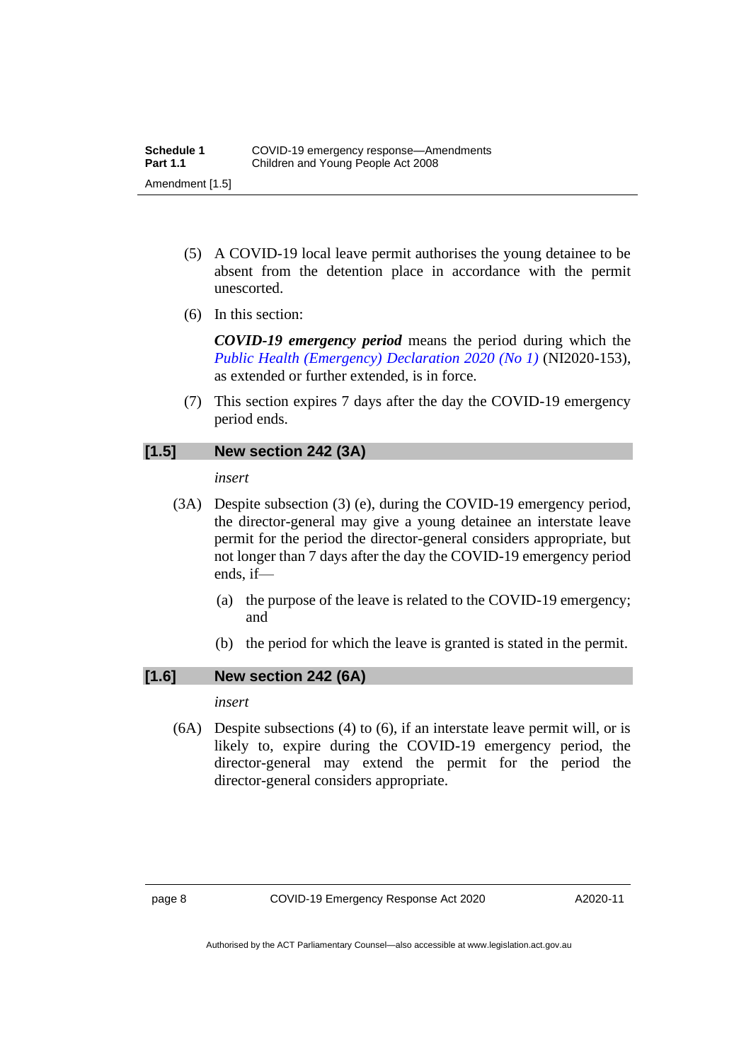(5) A COVID-19 local leave permit authorises the young detainee to be absent from the detention place in accordance with the permit unescorted.

(6) In this section:

***COVID-19 emergency period*** means the period during which the *Public Health (Emergency) Declaration 2020 (No 1)* (NI2020-153), as extended or further extended, is in force.

(7) This section expires 7 days after the day the COVID-19 emergency period ends.

## [1.5] New section 242 (3A)

*insert*

(3A) Despite subsection (3) (e), during the COVID-19 emergency period, the director-general may give a young detainee an interstate leave permit for the period the director-general considers appropriate, but not longer than 7 days after the day the COVID-19 emergency period ends, if—

(a) the purpose of the leave is related to the COVID-19 emergency; and

(b) the period for which the leave is granted is stated in the permit.

## [1.6] New section 242 (6A)

*insert*

(6A) Despite subsections (4) to (6), if an interstate leave permit will, or is likely to, expire during the COVID-19 emergency period, the director-general may extend the permit for the period the director-general considers appropriate.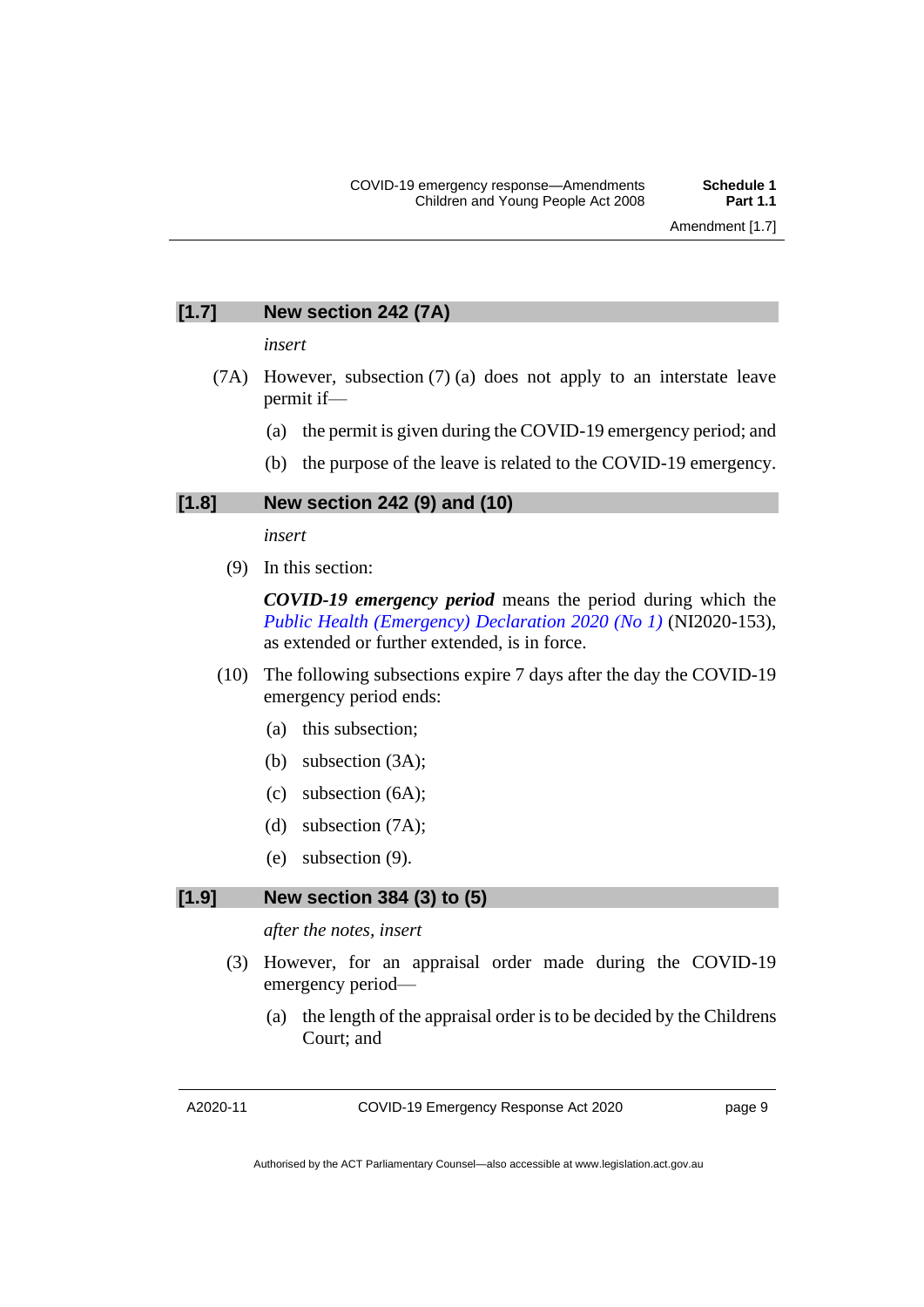### [1.7] New section 242 (7A)

*insert*

(7A) However, subsection (7) (a) does not apply to an interstate leave permit if—

- (a) the permit is given during the COVID-19 emergency period; and
- (b) the purpose of the leave is related to the COVID-19 emergency.

### [1.8] New section 242 (9) and (10)

*insert*

(9) In this section:

***COVID-19 emergency period*** means the period during which the *Public Health (Emergency) Declaration 2020 (No 1)* (NI2020-153), as extended or further extended, is in force.

(10) The following subsections expire 7 days after the day the COVID-19 emergency period ends:

- (a) this subsection;
- (b) subsection (3A);
- (c) subsection (6A);
- (d) subsection (7A);
- (e) subsection (9).

### [1.9] New section 384 (3) to (5)

*after the notes, insert*

(3) However, for an appraisal order made during the COVID-19 emergency period—

- (a) the length of the appraisal order is to be decided by the Childrens Court; and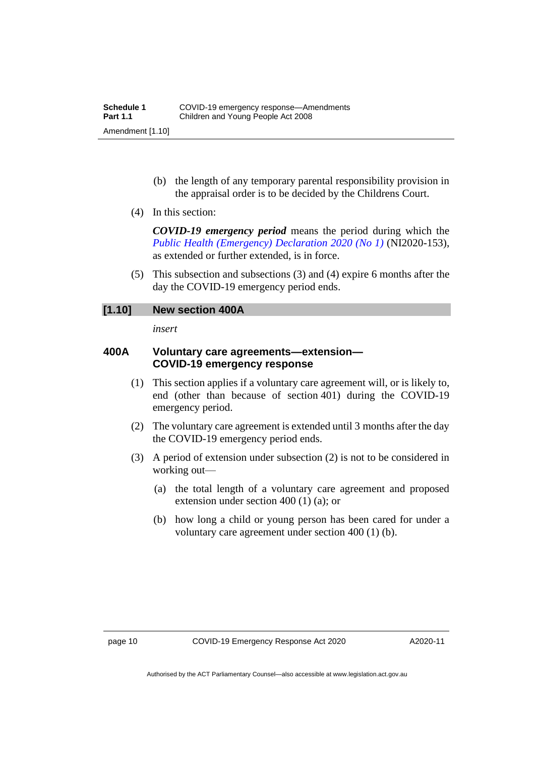(b) the length of any temporary parental responsibility provision in the appraisal order is to be decided by the Childrens Court.

(4) In this section:

***COVID-19 emergency period*** means the period during which the *Public Health (Emergency) Declaration 2020 (No 1)* (NI2020-153), as extended or further extended, is in force.

(5) This subsection and subsections (3) and (4) expire 6 months after the day the COVID-19 emergency period ends.

## [1.10] New section 400A

*insert*

### 400A Voluntary care agreements—extension—COVID-19 emergency response

(1) This section applies if a voluntary care agreement will, or is likely to, end (other than because of section 401) during the COVID-19 emergency period.

(2) The voluntary care agreement is extended until 3 months after the day the COVID-19 emergency period ends.

(3) A period of extension under subsection (2) is not to be considered in working out—

(a) the total length of a voluntary care agreement and proposed extension under section 400 (1) (a); or

(b) how long a child or young person has been cared for under a voluntary care agreement under section 400 (1) (b).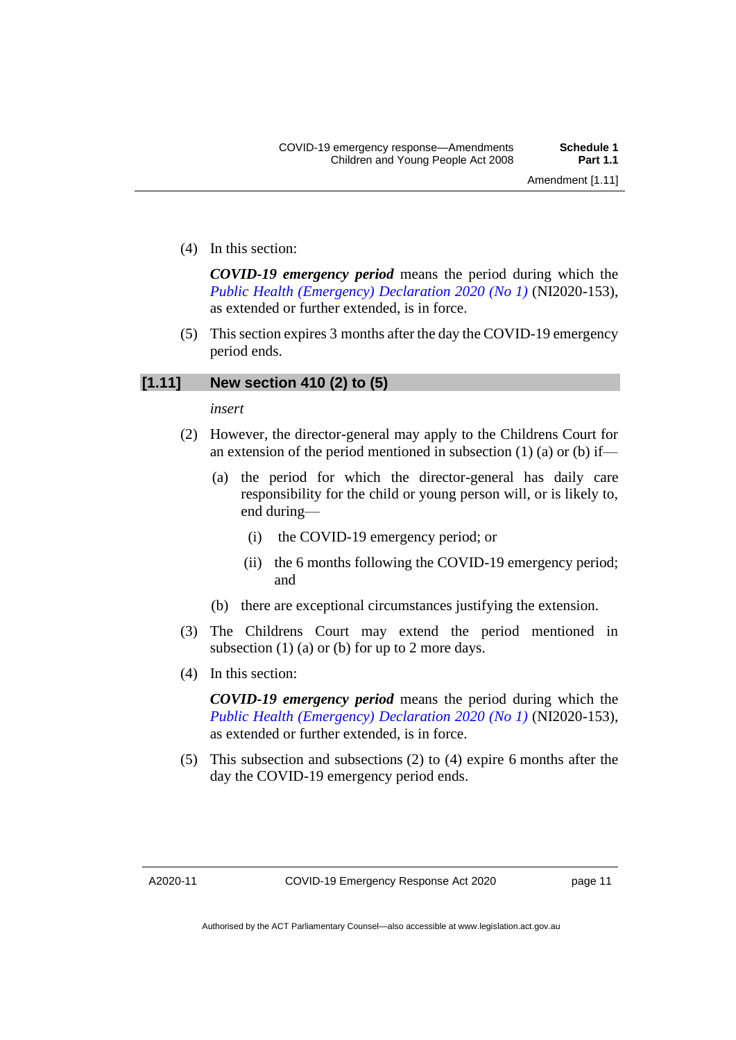(4) In this section:

***COVID-19 emergency period*** means the period during which the *Public Health (Emergency) Declaration 2020 (No 1)* (NI2020-153), as extended or further extended, is in force.

(5) This section expires 3 months after the day the COVID-19 emergency period ends.

## [1.11] New section 410 (2) to (5)

*insert*

(2) However, the director-general may apply to the Childrens Court for an extension of the period mentioned in subsection (1) (a) or (b) if—

(a) the period for which the director-general has daily care responsibility for the child or young person will, or is likely to, end during—

(i) the COVID-19 emergency period; or

(ii) the 6 months following the COVID-19 emergency period; and

(b) there are exceptional circumstances justifying the extension.

(3) The Childrens Court may extend the period mentioned in subsection (1) (a) or (b) for up to 2 more days.

(4) In this section:

***COVID-19 emergency period*** means the period during which the *Public Health (Emergency) Declaration 2020 (No 1)* (NI2020-153), as extended or further extended, is in force.

(5) This subsection and subsections (2) to (4) expire 6 months after the day the COVID-19 emergency period ends.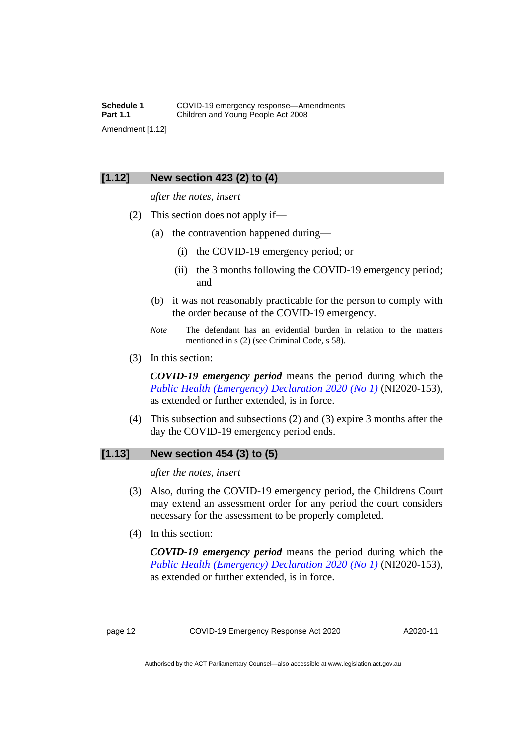## [1.12] New section 423 (2) to (4)

*after the notes, insert*

(2) This section does not apply if—

(a) the contravention happened during—

(i) the COVID-19 emergency period; or

(ii) the 3 months following the COVID-19 emergency period; and

(b) it was not reasonably practicable for the person to comply with the order because of the COVID-19 emergency.

*Note* The defendant has an evidential burden in relation to the matters mentioned in s (2) (see Criminal Code, s 58).

(3) In this section:

***COVID-19 emergency period*** means the period during which the *Public Health (Emergency) Declaration 2020 (No 1)* (NI2020-153), as extended or further extended, is in force.

(4) This subsection and subsections (2) and (3) expire 3 months after the day the COVID-19 emergency period ends.

## [1.13] New section 454 (3) to (5)

*after the notes, insert*

(3) Also, during the COVID-19 emergency period, the Childrens Court may extend an assessment order for any period the court considers necessary for the assessment to be properly completed.

(4) In this section:

***COVID-19 emergency period*** means the period during which the *Public Health (Emergency) Declaration 2020 (No 1)* (NI2020-153), as extended or further extended, is in force.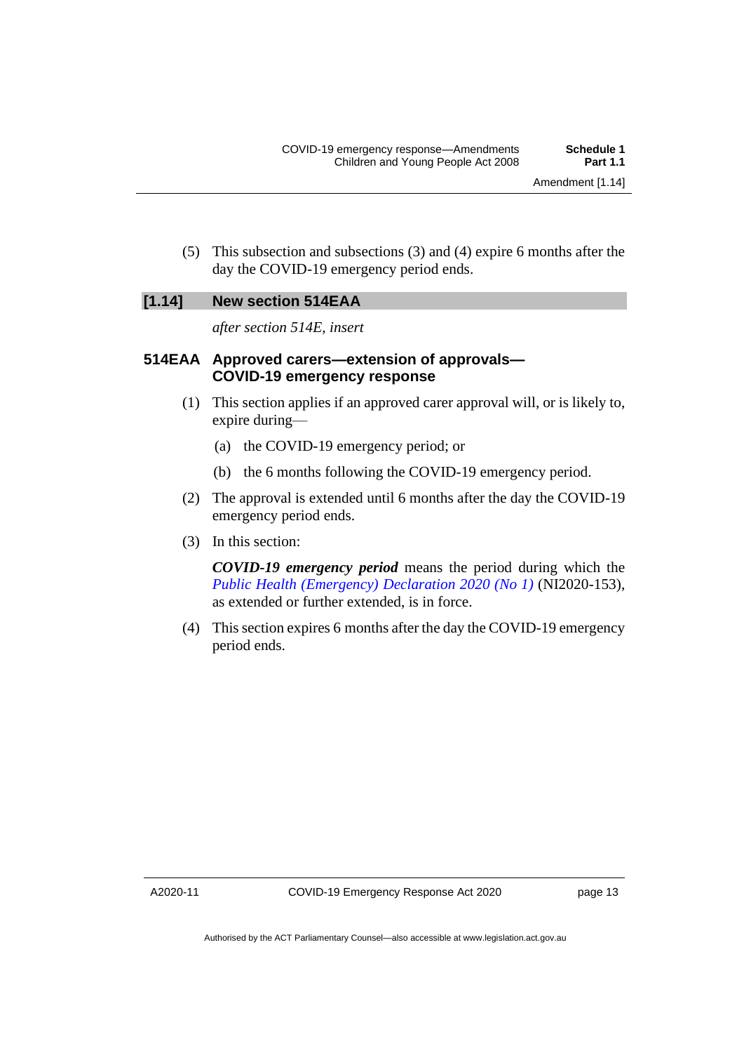(5) This subsection and subsections (3) and (4) expire 6 months after the day the COVID-19 emergency period ends.

## [1.14] New section 514EAA

*after section 514E, insert*

### 514EAA Approved carers—extension of approvals—COVID-19 emergency response

(1) This section applies if an approved carer approval will, or is likely to, expire during—

(a) the COVID-19 emergency period; or

(b) the 6 months following the COVID-19 emergency period.

(2) The approval is extended until 6 months after the day the COVID-19 emergency period ends.

(3) In this section:

***COVID-19 emergency period*** means the period during which the *Public Health (Emergency) Declaration 2020 (No 1)* (NI2020-153), as extended or further extended, is in force.

(4) This section expires 6 months after the day the COVID-19 emergency period ends.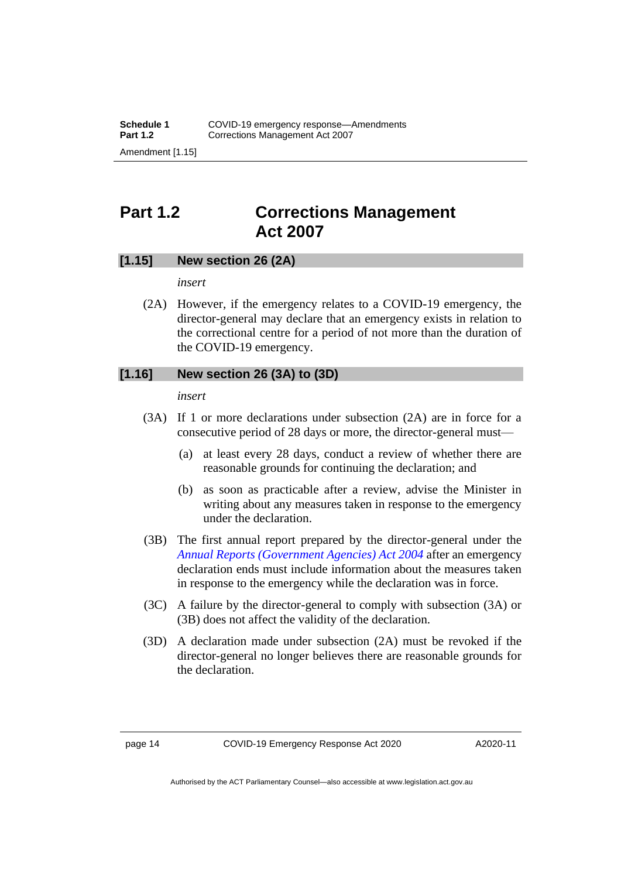## Part 1.2 Corrections Management Act 2007

### [1.15] New section 26 (2A)

*insert*

(2A) However, if the emergency relates to a COVID-19 emergency, the director-general may declare that an emergency exists in relation to the correctional centre for a period of not more than the duration of the COVID-19 emergency.

### [1.16] New section 26 (3A) to (3D)

*insert*

(3A) If 1 or more declarations under subsection (2A) are in force for a consecutive period of 28 days or more, the director-general must—

(a) at least every 28 days, conduct a review of whether there are reasonable grounds for continuing the declaration; and

(b) as soon as practicable after a review, advise the Minister in writing about any measures taken in response to the emergency under the declaration.

(3B) The first annual report prepared by the director-general under the *Annual Reports (Government Agencies) Act 2004* after an emergency declaration ends must include information about the measures taken in response to the emergency while the declaration was in force.

(3C) A failure by the director-general to comply with subsection (3A) or (3B) does not affect the validity of the declaration.

(3D) A declaration made under subsection (2A) must be revoked if the director-general no longer believes there are reasonable grounds for the declaration.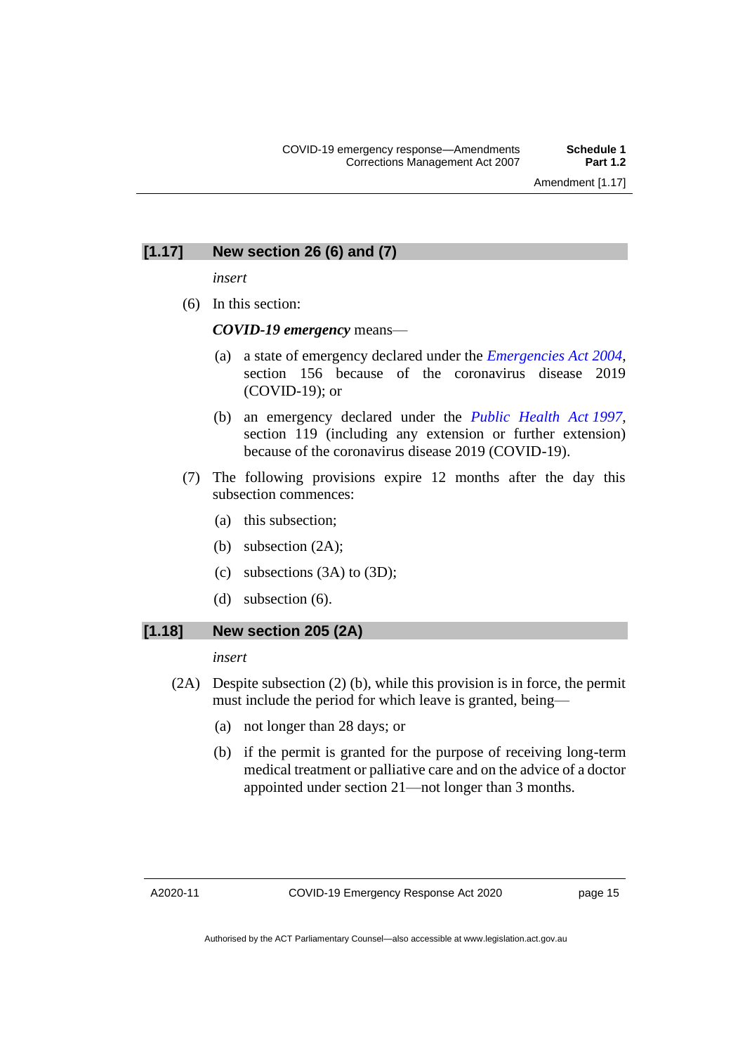## [1.17] New section 26 (6) and (7)

*insert*

(6) In this section:

***COVID-19 emergency*** means—

(a) a state of emergency declared under the *Emergencies Act 2004*, section 156 because of the coronavirus disease 2019 (COVID-19); or

(b) an emergency declared under the *Public Health Act 1997*, section 119 (including any extension or further extension) because of the coronavirus disease 2019 (COVID-19).

(7) The following provisions expire 12 months after the day this subsection commences:

(a) this subsection;

(b) subsection (2A);

(c) subsections (3A) to (3D);

(d) subsection (6).

## [1.18] New section 205 (2A)

*insert*

(2A) Despite subsection (2) (b), while this provision is in force, the permit must include the period for which leave is granted, being—

(a) not longer than 28 days; or

(b) if the permit is granted for the purpose of receiving long-term medical treatment or palliative care and on the advice of a doctor appointed under section 21—not longer than 3 months.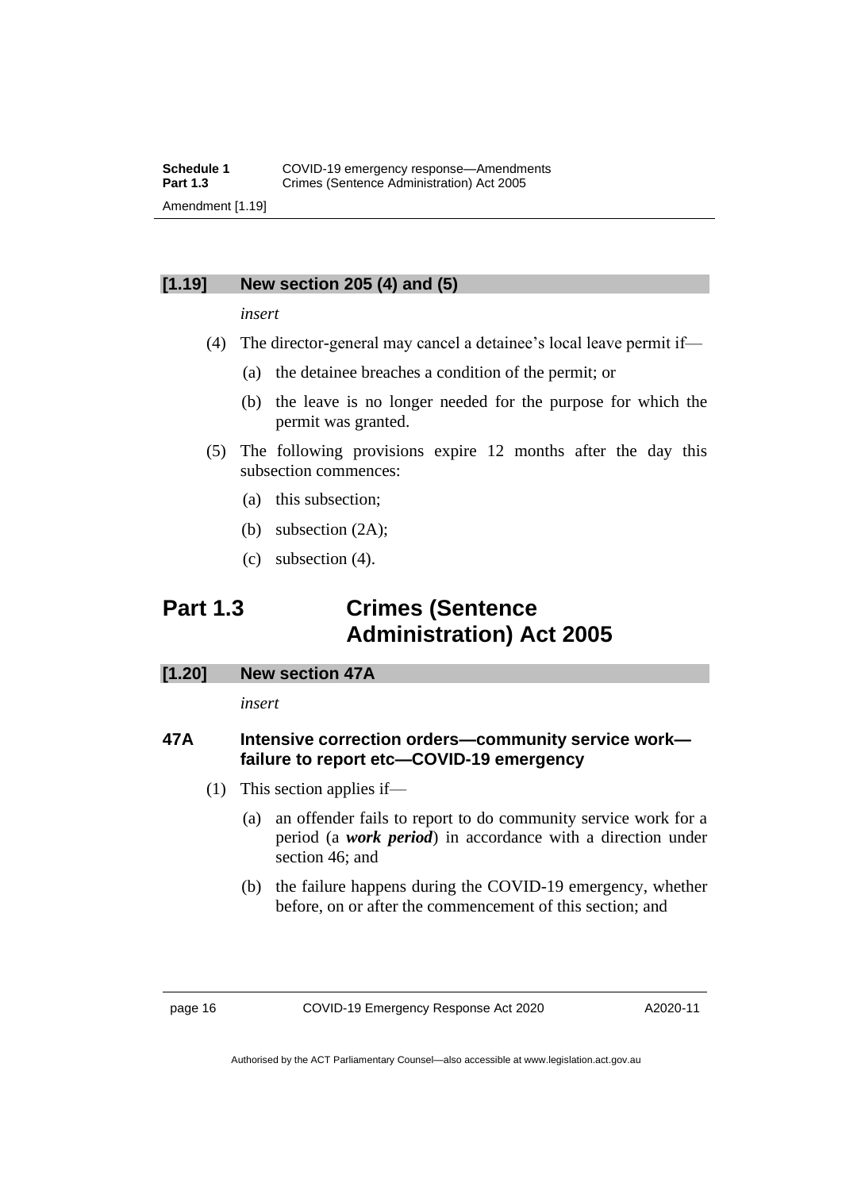### [1.19] New section 205 (4) and (5)

*insert*

(4) The director-general may cancel a detainee's local leave permit if—

(a) the detainee breaches a condition of the permit; or

(b) the leave is no longer needed for the purpose for which the permit was granted.

(5) The following provisions expire 12 months after the day this subsection commences:

(a) this subsection;

(b) subsection (2A);

(c) subsection (4).

## Part 1.3 Crimes (Sentence Administration) Act 2005

### [1.20] New section 47A

*insert*

### 47A Intensive correction orders—community service work—failure to report etc—COVID-19 emergency

(1) This section applies if—

(a) an offender fails to report to do community service work for a period (a ***work period***) in accordance with a direction under section 46; and

(b) the failure happens during the COVID-19 emergency, whether before, on or after the commencement of this section; and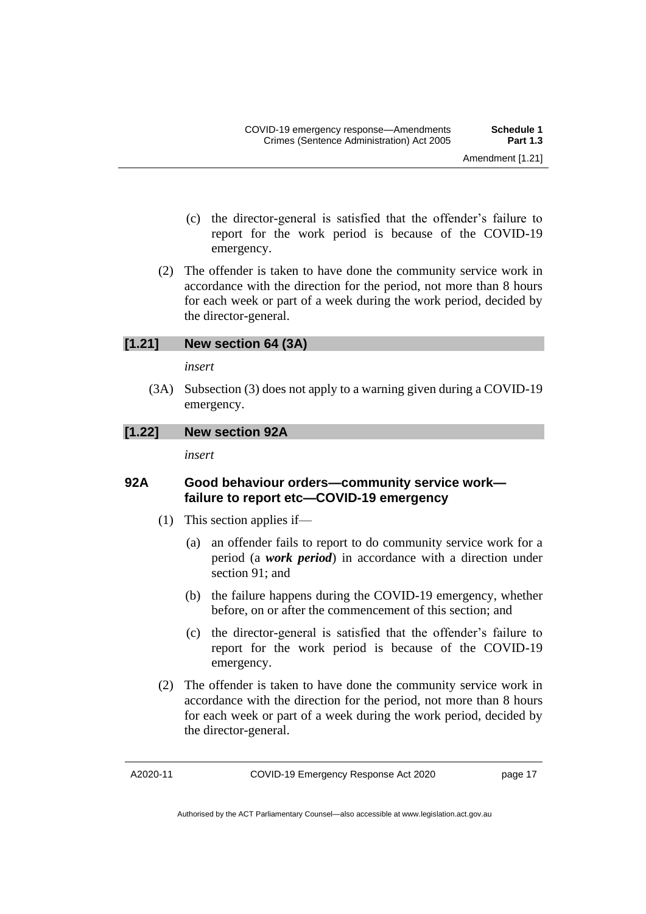(c) the director-general is satisfied that the offender's failure to report for the work period is because of the COVID-19 emergency.

(2) The offender is taken to have done the community service work in accordance with the direction for the period, not more than 8 hours for each week or part of a week during the work period, decided by the director-general.

## [1.21] New section 64 (3A)

*insert*

(3A) Subsection (3) does not apply to a warning given during a COVID-19 emergency.

## [1.22] New section 92A

*insert*

### 92A Good behaviour orders—community service work—failure to report etc—COVID-19 emergency

(1) This section applies if—

(a) an offender fails to report to do community service work for a period (a ***work period***) in accordance with a direction under section 91; and

(b) the failure happens during the COVID-19 emergency, whether before, on or after the commencement of this section; and

(c) the director-general is satisfied that the offender's failure to report for the work period is because of the COVID-19 emergency.

(2) The offender is taken to have done the community service work in accordance with the direction for the period, not more than 8 hours for each week or part of a week during the work period, decided by the director-general.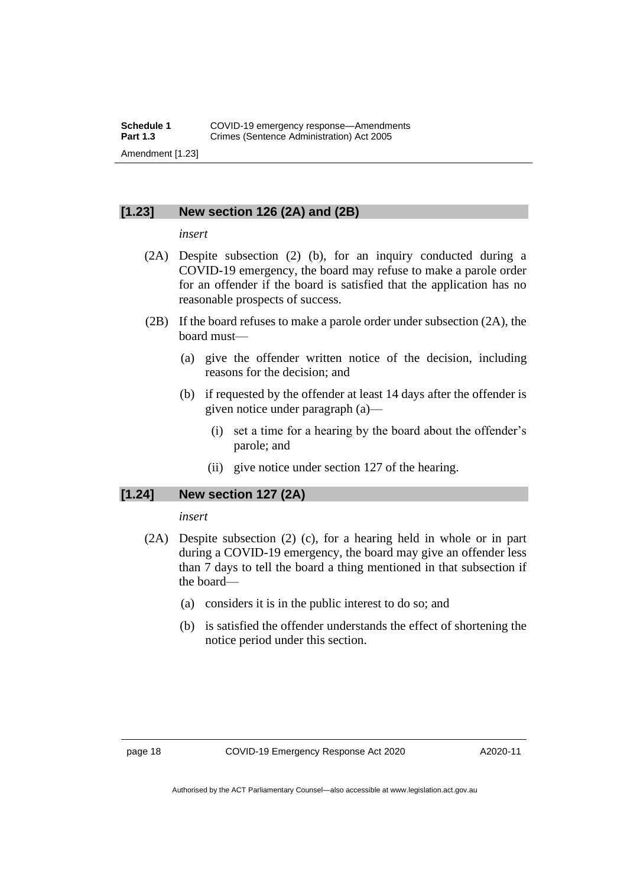### [1.23] New section 126 (2A) and (2B)

*insert*

(2A) Despite subsection (2) (b), for an inquiry conducted during a COVID-19 emergency, the board may refuse to make a parole order for an offender if the board is satisfied that the application has no reasonable prospects of success.

(2B) If the board refuses to make a parole order under subsection (2A), the board must—

(a) give the offender written notice of the decision, including reasons for the decision; and

(b) if requested by the offender at least 14 days after the offender is given notice under paragraph (a)—

(i) set a time for a hearing by the board about the offender's parole; and

(ii) give notice under section 127 of the hearing.

### [1.24] New section 127 (2A)

*insert*

(2A) Despite subsection (2) (c), for a hearing held in whole or in part during a COVID-19 emergency, the board may give an offender less than 7 days to tell the board a thing mentioned in that subsection if the board—

(a) considers it is in the public interest to do so; and

(b) is satisfied the offender understands the effect of shortening the notice period under this section.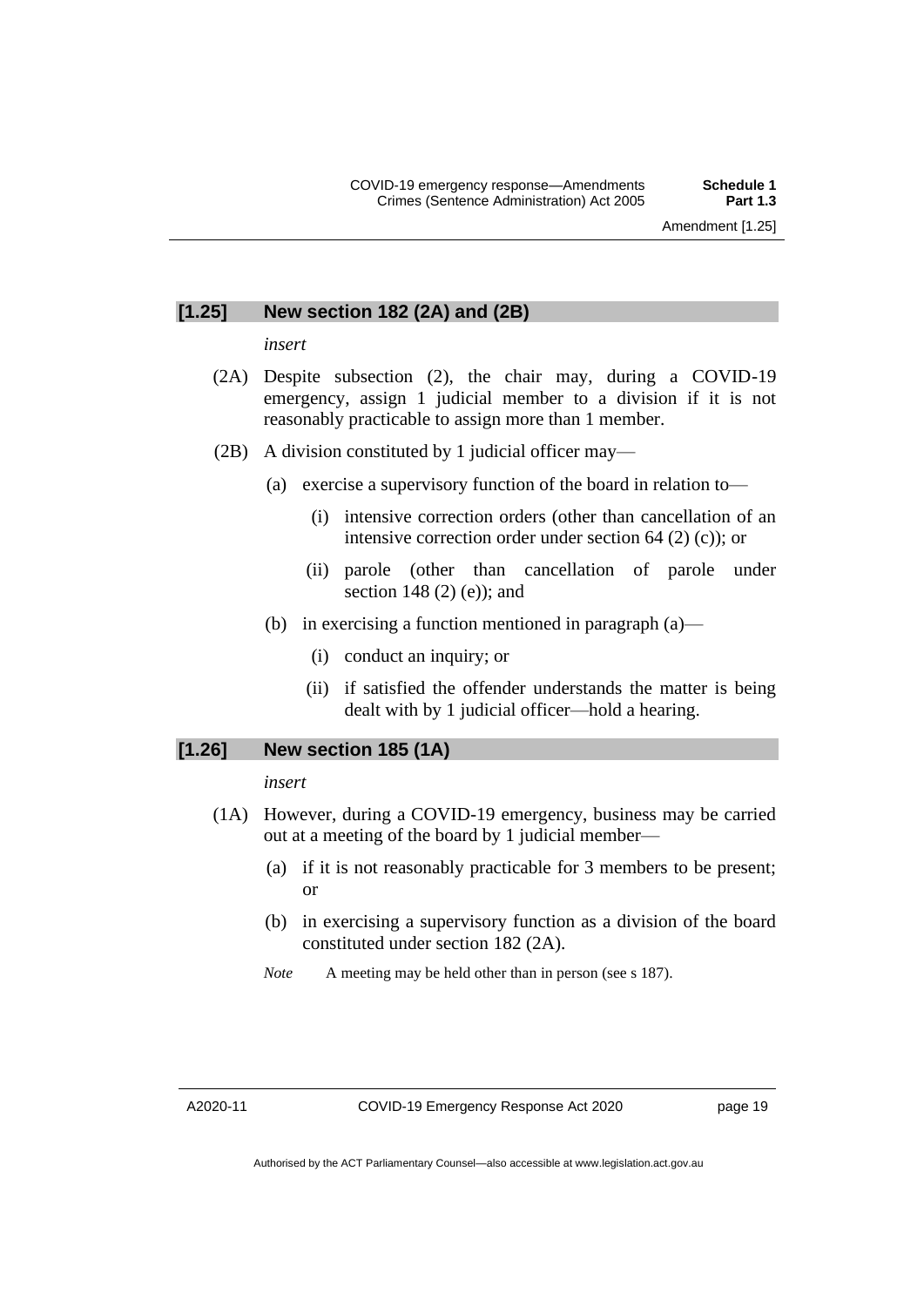### [1.25] New section 182 (2A) and (2B)

*insert*

(2A) Despite subsection (2), the chair may, during a COVID-19 emergency, assign 1 judicial member to a division if it is not reasonably practicable to assign more than 1 member.

(2B) A division constituted by 1 judicial officer may—

(a) exercise a supervisory function of the board in relation to—

(i) intensive correction orders (other than cancellation of an intensive correction order under section 64 (2) (c)); or

(ii) parole (other than cancellation of parole under section 148 (2) (e)); and

(b) in exercising a function mentioned in paragraph (a)—

(i) conduct an inquiry; or

(ii) if satisfied the offender understands the matter is being dealt with by 1 judicial officer—hold a hearing.

### [1.26] New section 185 (1A)

*insert*

(1A) However, during a COVID-19 emergency, business may be carried out at a meeting of the board by 1 judicial member—

(a) if it is not reasonably practicable for 3 members to be present; or

(b) in exercising a supervisory function as a division of the board constituted under section 182 (2A).

*Note* A meeting may be held other than in person (see s 187).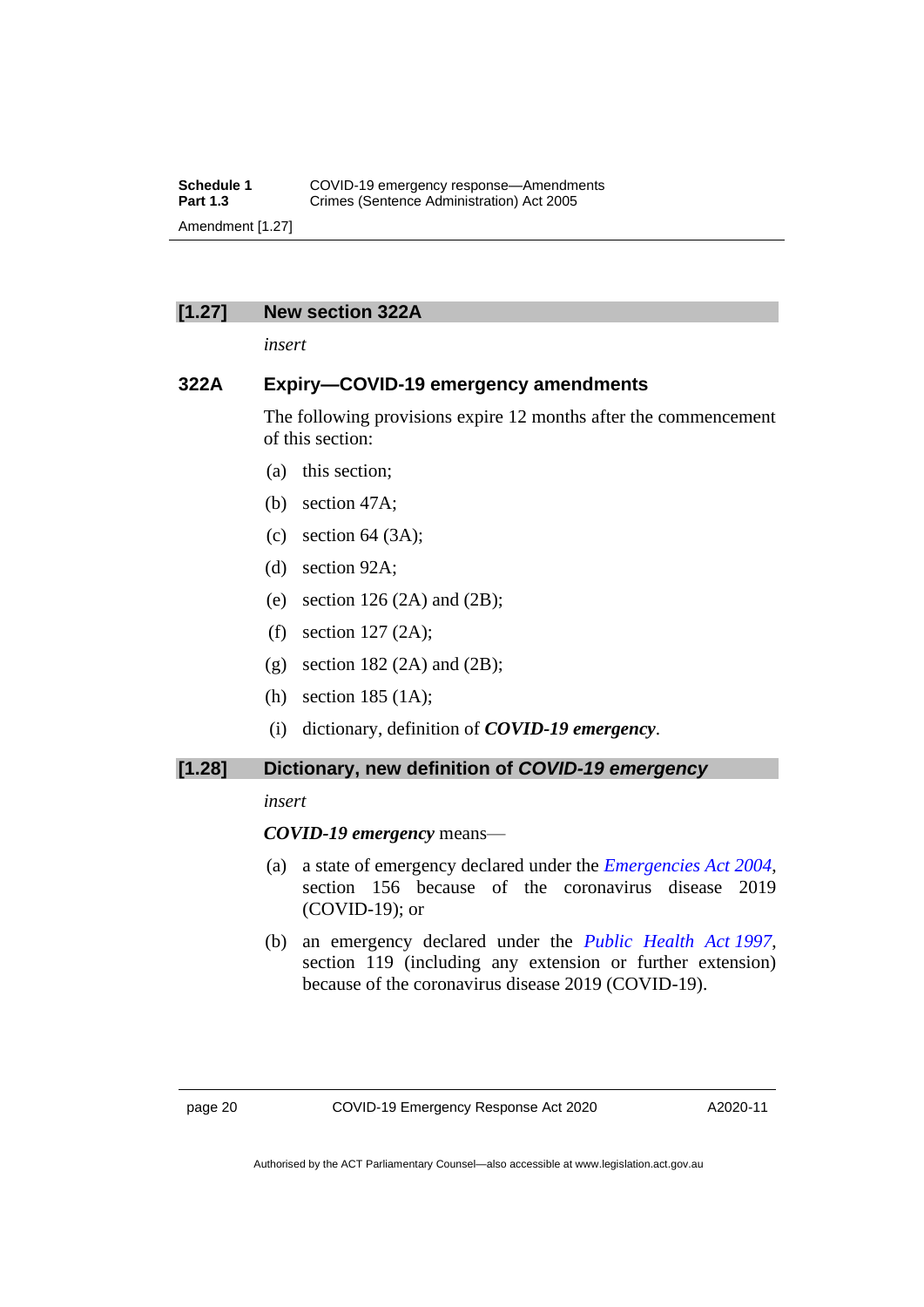## [1.27] New section 322A

*insert*

### 322A Expiry—COVID-19 emergency amendments

The following provisions expire 12 months after the commencement of this section:

(a) this section;

(b) section 47A;

(c) section 64 (3A);

(d) section 92A;

(e) section 126 (2A) and (2B);

(f) section 127 (2A);

(g) section 182 (2A) and (2B);

(h) section 185 (1A);

(i) dictionary, definition of ***COVID-19 emergency***.

## [1.28] Dictionary, new definition of *COVID-19 emergency*

*insert*

***COVID-19 emergency*** means—

(a) a state of emergency declared under the *Emergencies Act 2004*, section 156 because of the coronavirus disease 2019 (COVID-19); or

(b) an emergency declared under the *Public Health Act 1997*, section 119 (including any extension or further extension) because of the coronavirus disease 2019 (COVID-19).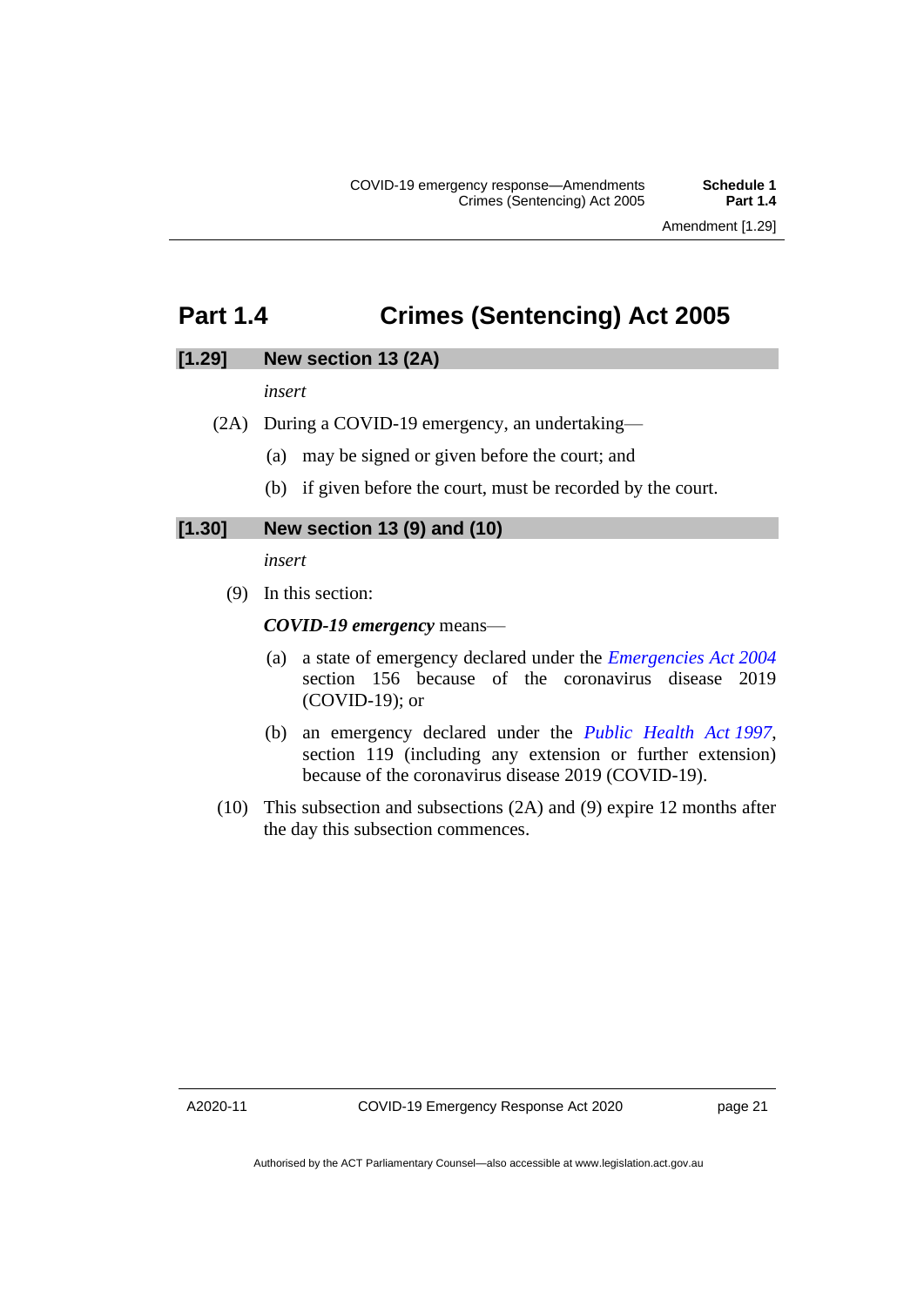## Part 1.4 Crimes (Sentencing) Act 2005

### [1.29] New section 13 (2A)

*insert*

(2A) During a COVID-19 emergency, an undertaking—

(a) may be signed or given before the court; and

(b) if given before the court, must be recorded by the court.

### [1.30] New section 13 (9) and (10)

*insert*

(9) In this section:

***COVID-19 emergency*** means—

(a) a state of emergency declared under the *Emergencies Act 2004* section 156 because of the coronavirus disease 2019 (COVID-19); or

(b) an emergency declared under the *Public Health Act 1997*, section 119 (including any extension or further extension) because of the coronavirus disease 2019 (COVID-19).

(10) This subsection and subsections (2A) and (9) expire 12 months after the day this subsection commences.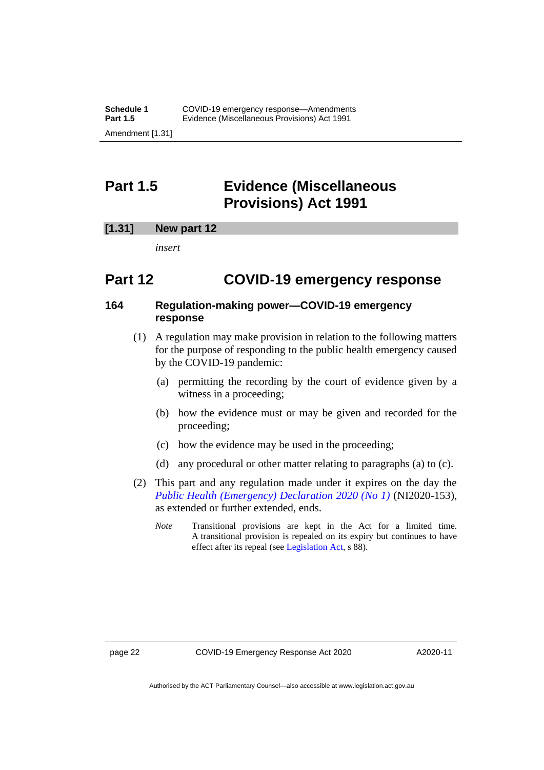# Part 1.5 Evidence (Miscellaneous Provisions) Act 1991

## [1.31] New part 12

*insert*

# Part 12 COVID-19 emergency response

### 164 Regulation-making power—COVID-19 emergency response

(1) A regulation may make provision in relation to the following matters for the purpose of responding to the public health emergency caused by the COVID-19 pandemic:

(a) permitting the recording by the court of evidence given by a witness in a proceeding;

(b) how the evidence must or may be given and recorded for the proceeding;

(c) how the evidence may be used in the proceeding;

(d) any procedural or other matter relating to paragraphs (a) to (c).

(2) This part and any regulation made under it expires on the day the *Public Health (Emergency) Declaration 2020 (No 1)* (NI2020-153), as extended or further extended, ends.

*Note* Transitional provisions are kept in the Act for a limited time. A transitional provision is repealed on its expiry but continues to have effect after its repeal (see Legislation Act, s 88).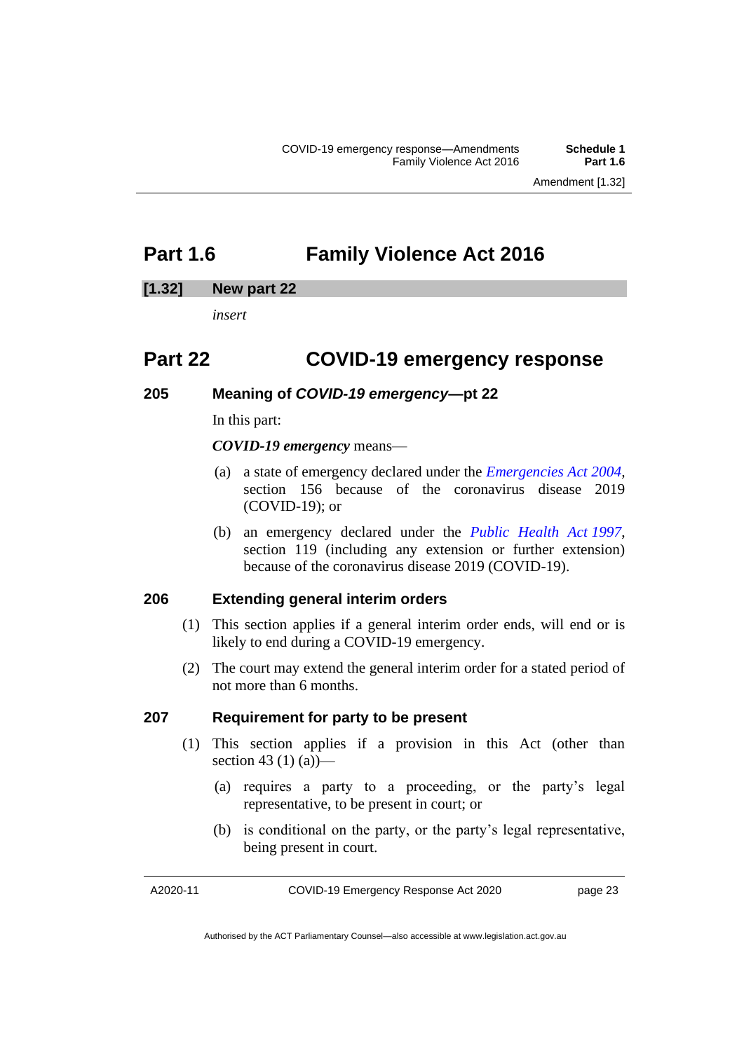# Part 1.6 Family Violence Act 2016

## [1.32] New part 22

*insert*

# Part 22 COVID-19 emergency response

### 205 Meaning of *COVID-19 emergency*—pt 22

In this part:

***COVID-19 emergency*** means—

(a) a state of emergency declared under the *Emergencies Act 2004*, section 156 because of the coronavirus disease 2019 (COVID-19); or

(b) an emergency declared under the *Public Health Act 1997*, section 119 (including any extension or further extension) because of the coronavirus disease 2019 (COVID-19).

### 206 Extending general interim orders

(1) This section applies if a general interim order ends, will end or is likely to end during a COVID-19 emergency.

(2) The court may extend the general interim order for a stated period of not more than 6 months.

### 207 Requirement for party to be present

(1) This section applies if a provision in this Act (other than section 43 (1) (a))—

(a) requires a party to a proceeding, or the party's legal representative, to be present in court; or

(b) is conditional on the party, or the party's legal representative, being present in court.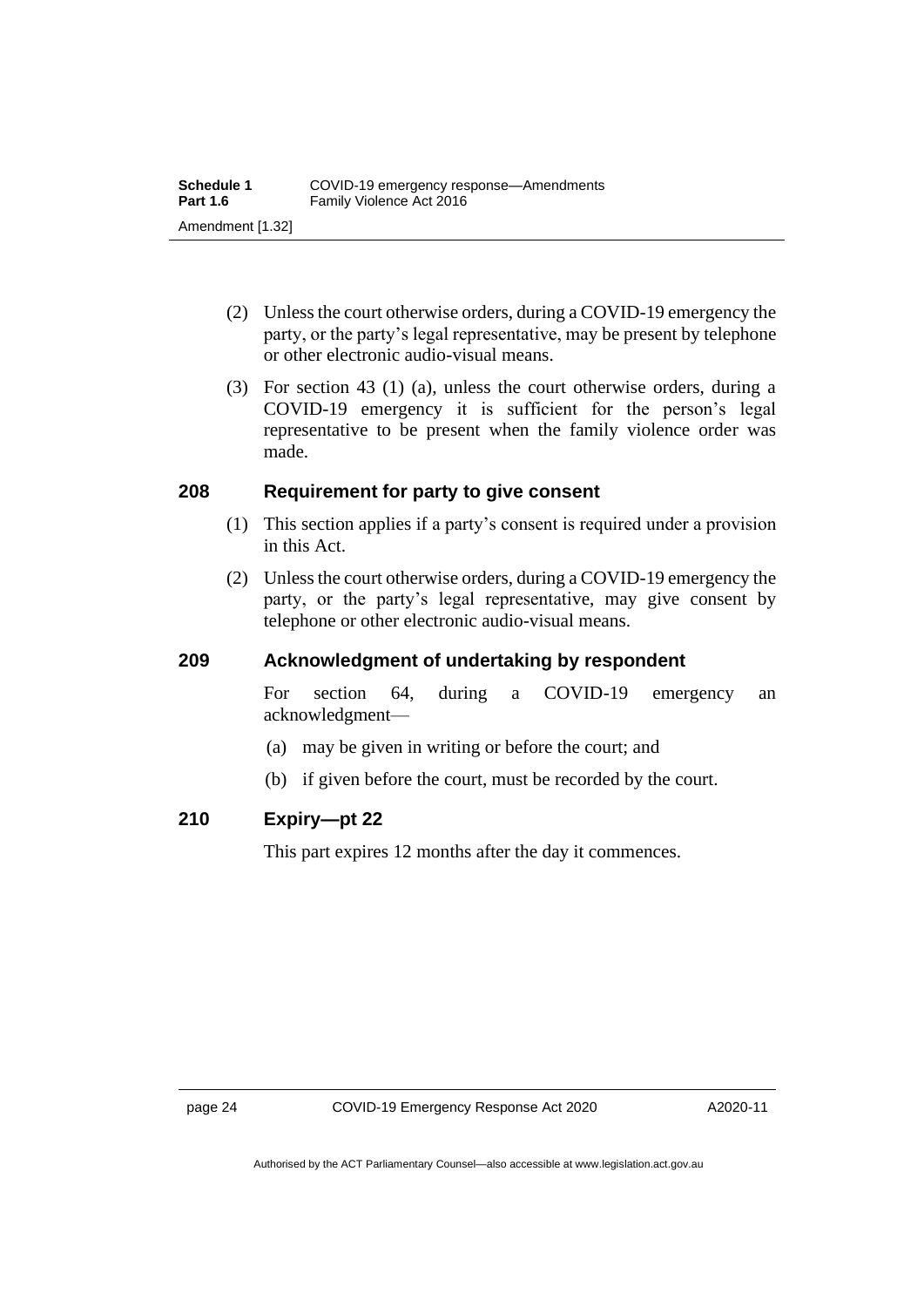(2) Unless the court otherwise orders, during a COVID-19 emergency the party, or the party's legal representative, may be present by telephone or other electronic audio-visual means.

(3) For section 43 (1) (a), unless the court otherwise orders, during a COVID-19 emergency it is sufficient for the person's legal representative to be present when the family violence order was made.

### 208 Requirement for party to give consent

(1) This section applies if a party's consent is required under a provision in this Act.

(2) Unless the court otherwise orders, during a COVID-19 emergency the party, or the party's legal representative, may give consent by telephone or other electronic audio-visual means.

### 209 Acknowledgment of undertaking by respondent

For section 64, during a COVID-19 emergency an acknowledgment—

(a) may be given in writing or before the court; and

(b) if given before the court, must be recorded by the court.

### 210 Expiry—pt 22

This part expires 12 months after the day it commences.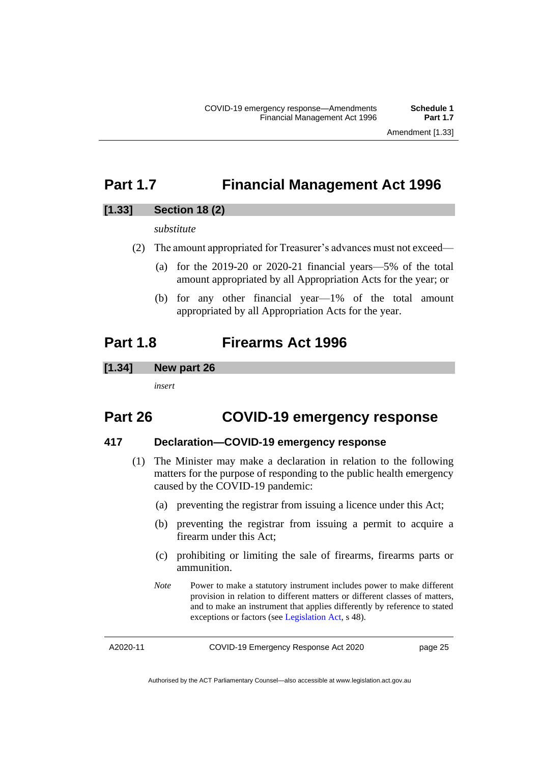## Part 1.7 Financial Management Act 1996

### [1.33] Section 18 (2)

*substitute*

(2) The amount appropriated for Treasurer's advances must not exceed—

(a) for the 2019-20 or 2020-21 financial years—5% of the total amount appropriated by all Appropriation Acts for the year; or

(b) for any other financial year—1% of the total amount appropriated by all Appropriation Acts for the year.

## Part 1.8 Firearms Act 1996

### [1.34] New part 26

*insert*

## Part 26 COVID-19 emergency response

### 417 Declaration—COVID-19 emergency response

(1) The Minister may make a declaration in relation to the following matters for the purpose of responding to the public health emergency caused by the COVID-19 pandemic:

(a) preventing the registrar from issuing a licence under this Act;

(b) preventing the registrar from issuing a permit to acquire a firearm under this Act;

(c) prohibiting or limiting the sale of firearms, firearms parts or ammunition.

*Note* Power to make a statutory instrument includes power to make different provision in relation to different matters or different classes of matters, and to make an instrument that applies differently by reference to stated exceptions or factors (see Legislation Act, s 48).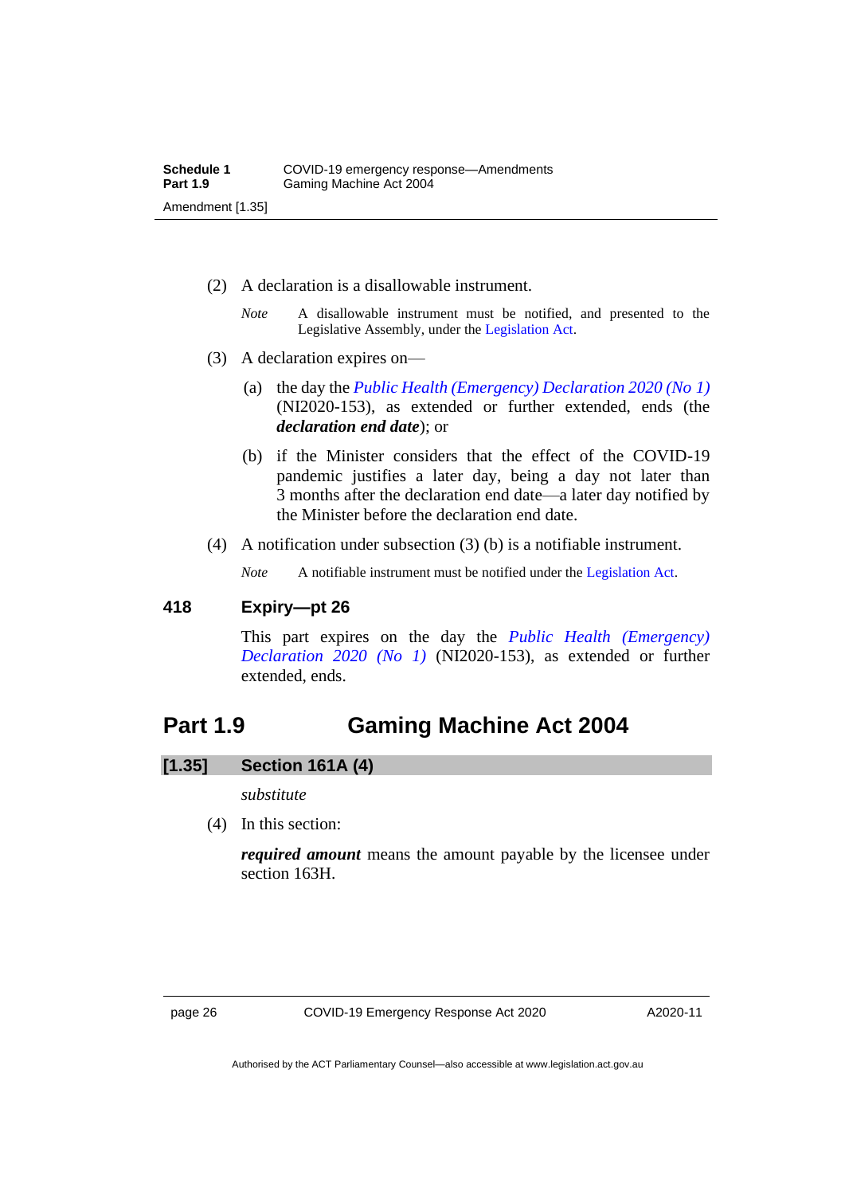(2) A declaration is a disallowable instrument.

*Note* A disallowable instrument must be notified, and presented to the Legislative Assembly, under the Legislation Act.

(3) A declaration expires on—

(a) the day the *Public Health (Emergency) Declaration 2020 (No 1)* (NI2020-153), as extended or further extended, ends (the ***declaration end date***); or

(b) if the Minister considers that the effect of the COVID-19 pandemic justifies a later day, being a day not later than 3 months after the declaration end date—a later day notified by the Minister before the declaration end date.

(4) A notification under subsection (3) (b) is a notifiable instrument.

*Note* A notifiable instrument must be notified under the Legislation Act.

### 418 Expiry—pt 26

This part expires on the day the *Public Health (Emergency) Declaration 2020 (No 1)* (NI2020-153), as extended or further extended, ends.

## Part 1.9 Gaming Machine Act 2004

### [1.35] Section 161A (4)

*substitute*

(4) In this section:

***required amount*** means the amount payable by the licensee under section 163H.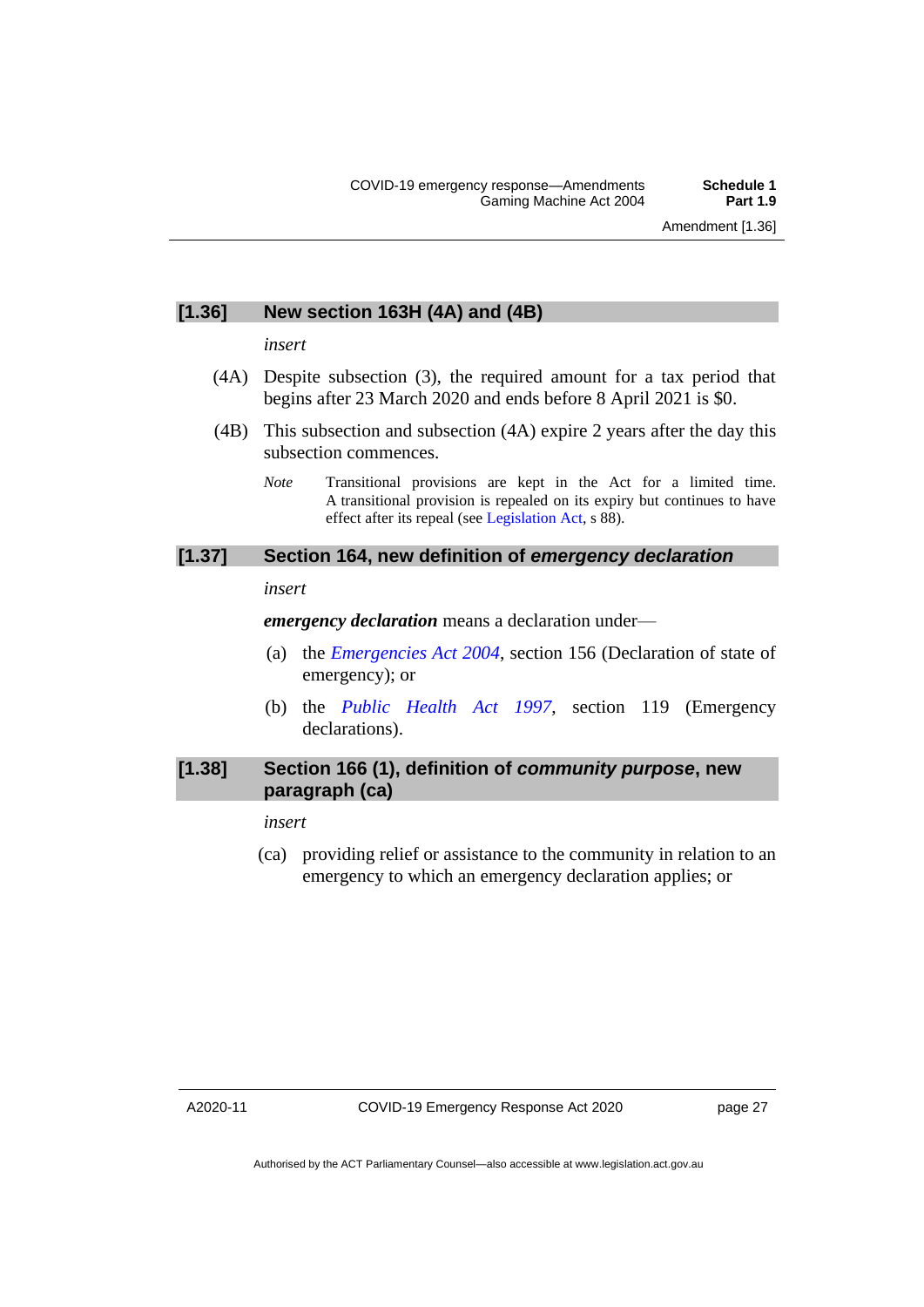### [1.36] New section 163H (4A) and (4B)

*insert*

(4A) Despite subsection (3), the required amount for a tax period that begins after 23 March 2020 and ends before 8 April 2021 is $0.

(4B) This subsection and subsection (4A) expire 2 years after the day this subsection commences.

*Note* Transitional provisions are kept in the Act for a limited time. A transitional provision is repealed on its expiry but continues to have effect after its repeal (see Legislation Act, s 88).

### [1.37] Section 164, new definition of *emergency declaration*

*insert*

***emergency declaration*** means a declaration under—

(a) the *Emergencies Act 2004*, section 156 (Declaration of state of emergency); or

(b) the *Public Health Act 1997*, section 119 (Emergency declarations).

### [1.38] Section 166 (1), definition of *community purpose*, new paragraph (ca)

*insert*

(ca) providing relief or assistance to the community in relation to an emergency to which an emergency declaration applies; or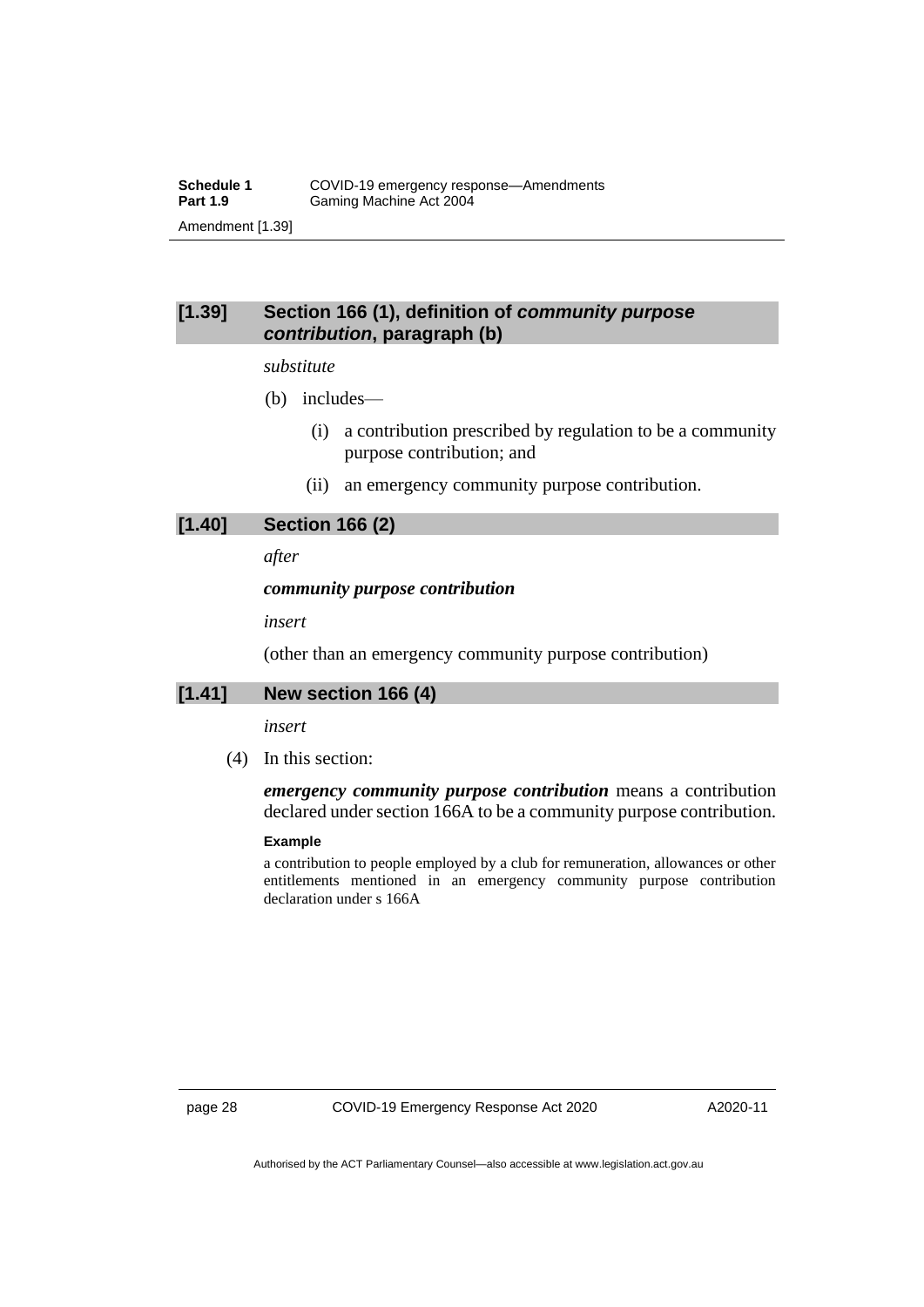### [1.39] Section 166 (1), definition of *community purpose contribution*, paragraph (b)

*substitute*

(b) includes—

(i) a contribution prescribed by regulation to be a community purpose contribution; and

(ii) an emergency community purpose contribution.

### [1.40] Section 166 (2)

*after*

***community purpose contribution***

*insert*

(other than an emergency community purpose contribution)

### [1.41] New section 166 (4)

*insert*

(4) In this section:

***emergency community purpose contribution*** means a contribution declared under section 166A to be a community purpose contribution.

**Example**

a contribution to people employed by a club for remuneration, allowances or other entitlements mentioned in an emergency community purpose contribution declaration under s 166A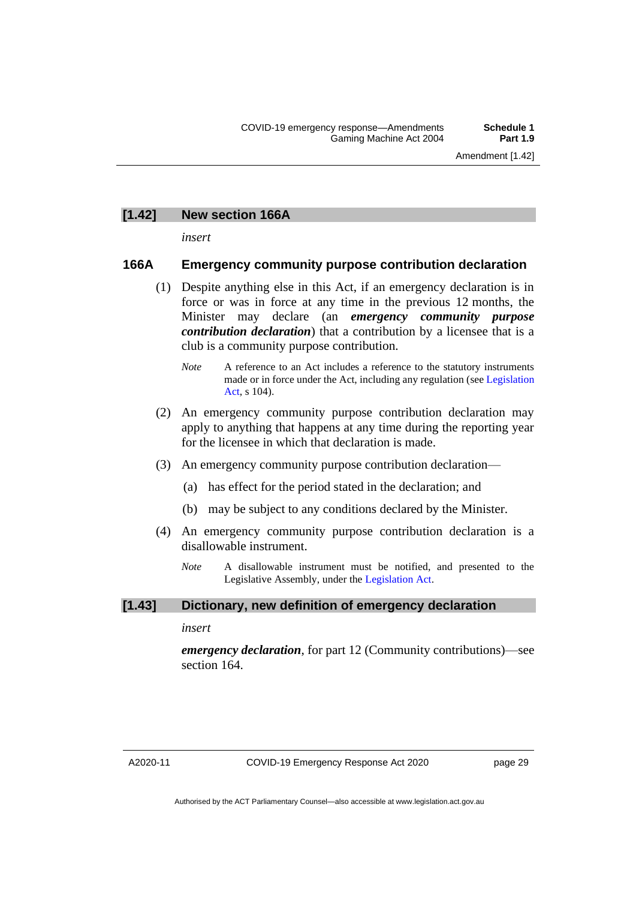### [1.42] New section 166A

*insert*

### 166A Emergency community purpose contribution declaration

(1) Despite anything else in this Act, if an emergency declaration is in force or was in force at any time in the previous 12 months, the Minister may declare (an ***emergency community purpose contribution declaration***) that a contribution by a licensee that is a club is a community purpose contribution.

*Note* A reference to an Act includes a reference to the statutory instruments made or in force under the Act, including any regulation (see Legislation Act, s 104).

(2) An emergency community purpose contribution declaration may apply to anything that happens at any time during the reporting year for the licensee in which that declaration is made.

(3) An emergency community purpose contribution declaration—

(a) has effect for the period stated in the declaration; and

(b) may be subject to any conditions declared by the Minister.

(4) An emergency community purpose contribution declaration is a disallowable instrument.

*Note* A disallowable instrument must be notified, and presented to the Legislative Assembly, under the Legislation Act.

### [1.43] Dictionary, new definition of emergency declaration

*insert*

***emergency declaration***, for part 12 (Community contributions)—see section 164.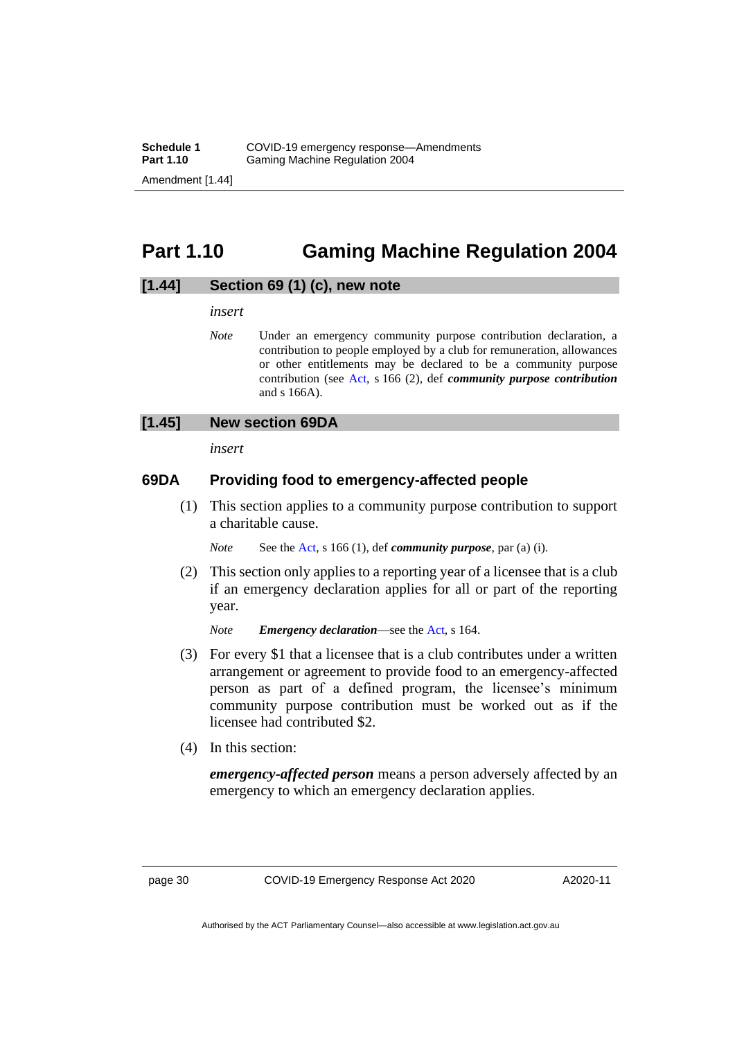# Part 1.10 Gaming Machine Regulation 2004

## [1.44] Section 69 (1) (c), new note

*insert*

*Note* Under an emergency community purpose contribution declaration, a contribution to people employed by a club for remuneration, allowances or other entitlements may be declared to be a community purpose contribution (see Act, s 166 (2), def ***community purpose contribution*** and s 166A).

## [1.45] New section 69DA

*insert*

### 69DA Providing food to emergency-affected people

(1) This section applies to a community purpose contribution to support a charitable cause.

*Note* See the Act, s 166 (1), def ***community purpose***, par (a) (i).

(2) This section only applies to a reporting year of a licensee that is a club if an emergency declaration applies for all or part of the reporting year.

*Note* ***Emergency declaration***—see the Act, s 164.

(3) For every $1 that a licensee that is a club contributes under a written arrangement or agreement to provide food to an emergency-affected person as part of a defined program, the licensee's minimum community purpose contribution must be worked out as if the licensee had contributed $2.

(4) In this section:

***emergency-affected person*** means a person adversely affected by an emergency to which an emergency declaration applies.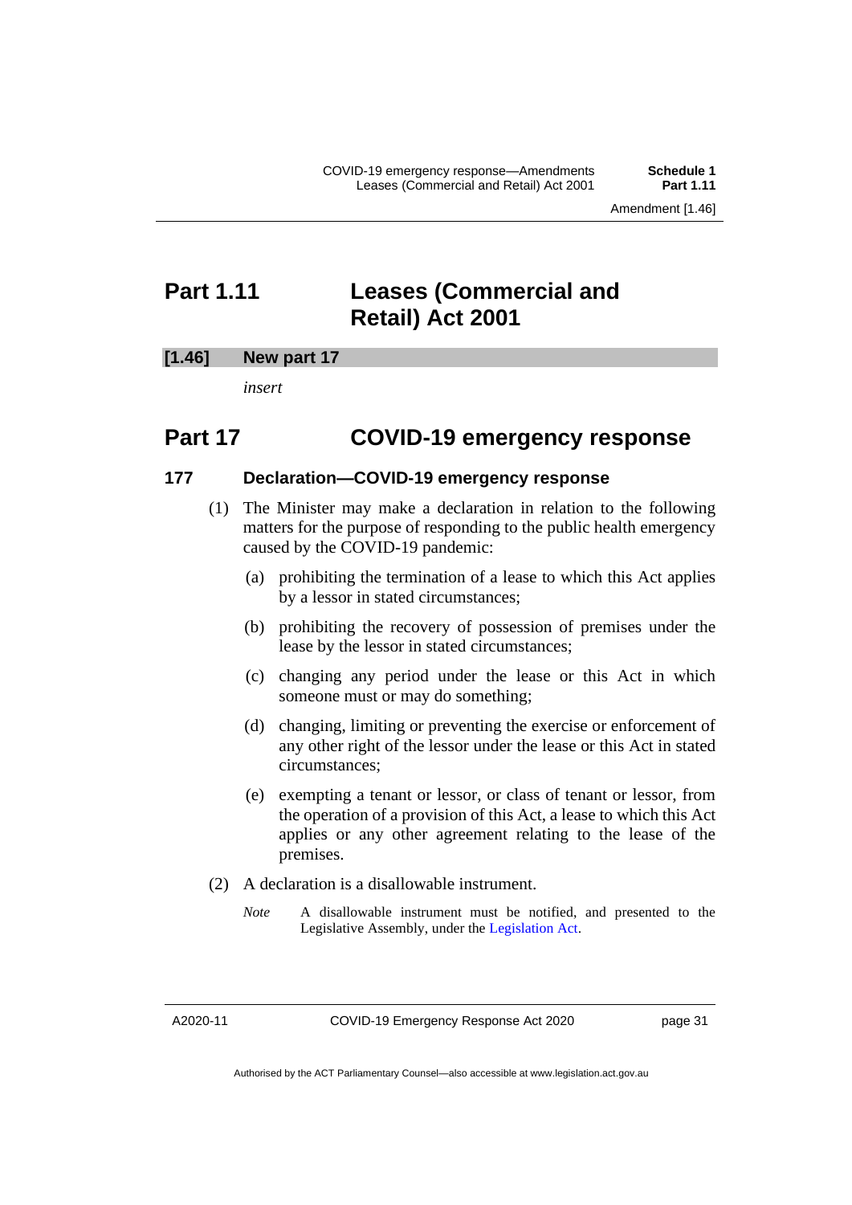## Part 1.11 Leases (Commercial and Retail) Act 2001

**[1.46] New part 17**

*insert*

## Part 17 COVID-19 emergency response

### 177 Declaration—COVID-19 emergency response

(1) The Minister may make a declaration in relation to the following matters for the purpose of responding to the public health emergency caused by the COVID-19 pandemic:

(a) prohibiting the termination of a lease to which this Act applies by a lessor in stated circumstances;

(b) prohibiting the recovery of possession of premises under the lease by the lessor in stated circumstances;

(c) changing any period under the lease or this Act in which someone must or may do something;

(d) changing, limiting or preventing the exercise or enforcement of any other right of the lessor under the lease or this Act in stated circumstances;

(e) exempting a tenant or lessor, or class of tenant or lessor, from the operation of a provision of this Act, a lease to which this Act applies or any other agreement relating to the lease of the premises.

(2) A declaration is a disallowable instrument.

*Note* A disallowable instrument must be notified, and presented to the Legislative Assembly, under the Legislation Act.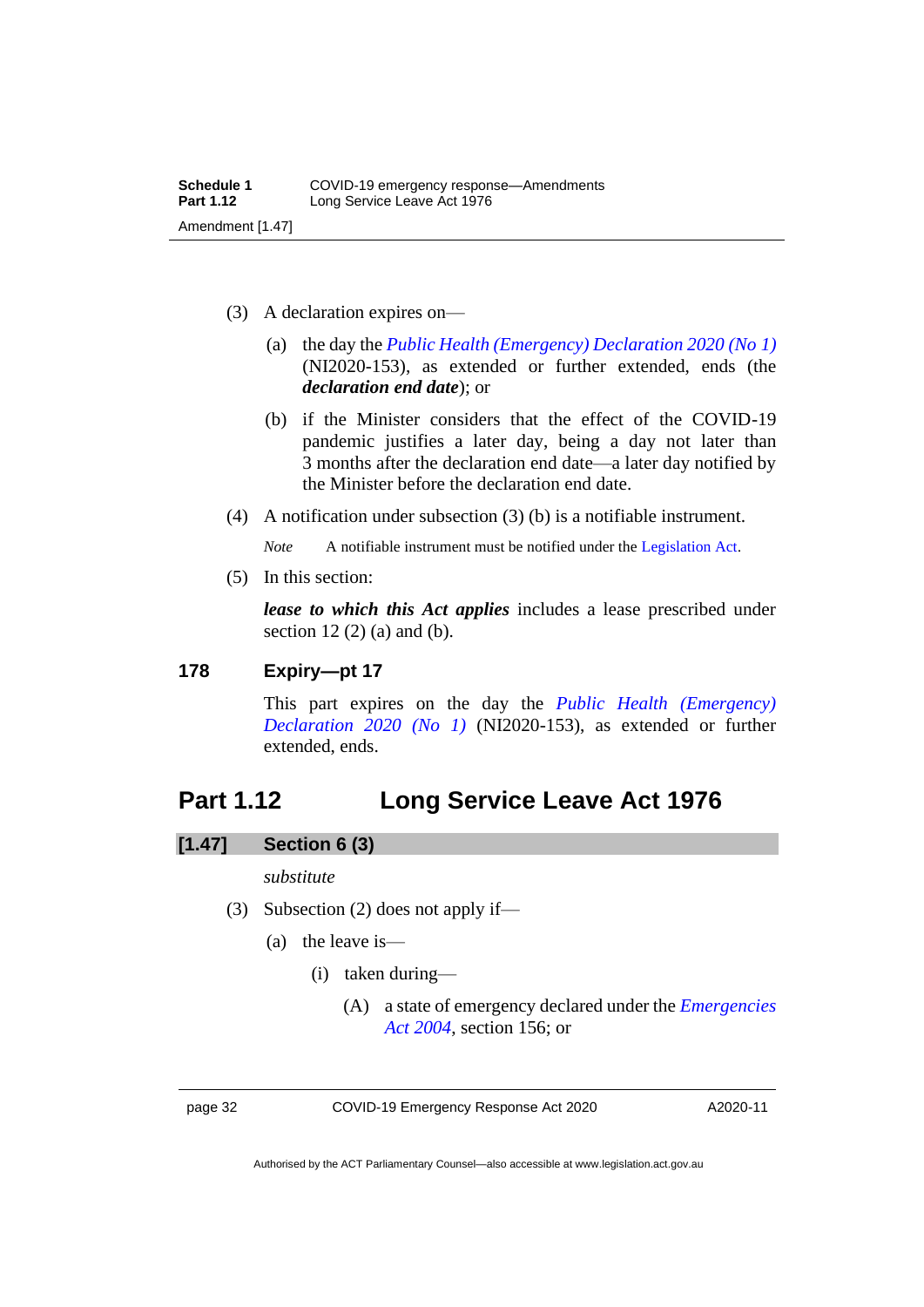(3) A declaration expires on—

(a) the day the *Public Health (Emergency) Declaration 2020 (No 1)* (NI2020-153), as extended or further extended, ends (the ***declaration end date***); or

(b) if the Minister considers that the effect of the COVID-19 pandemic justifies a later day, being a day not later than 3 months after the declaration end date—a later day notified by the Minister before the declaration end date.

(4) A notification under subsection (3) (b) is a notifiable instrument.

*Note* A notifiable instrument must be notified under the Legislation Act.

(5) In this section:

***lease to which this Act applies*** includes a lease prescribed under section 12 (2) (a) and (b).

### 178 Expiry—pt 17

This part expires on the day the *Public Health (Emergency) Declaration 2020 (No 1)* (NI2020-153), as extended or further extended, ends.

## Part 1.12 Long Service Leave Act 1976

### [1.47] Section 6 (3)

*substitute*

(3) Subsection (2) does not apply if—

(a) the leave is—

(i) taken during—

(A) a state of emergency declared under the *Emergencies Act 2004*, section 156; or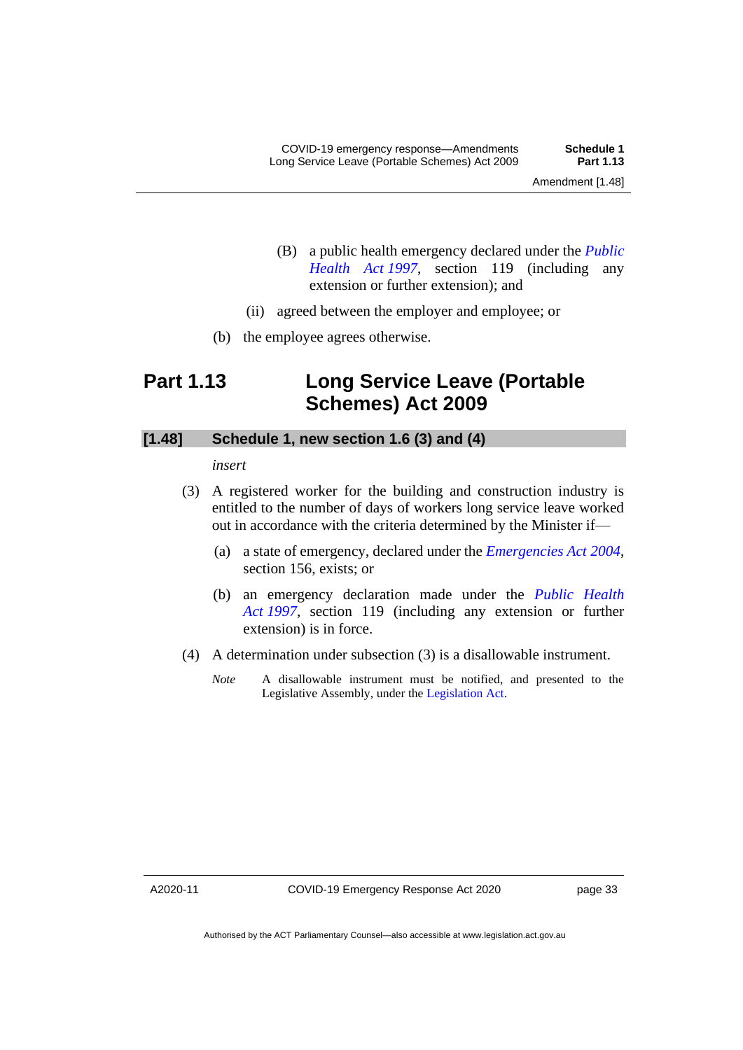(B) a public health emergency declared under the *Public Health Act 1997*, section 119 (including any extension or further extension); and

(ii) agreed between the employer and employee; or

(b) the employee agrees otherwise.

# Part 1.13 Long Service Leave (Portable Schemes) Act 2009

## [1.48] Schedule 1, new section 1.6 (3) and (4)

*insert*

(3) A registered worker for the building and construction industry is entitled to the number of days of workers long service leave worked out in accordance with the criteria determined by the Minister if—

(a) a state of emergency, declared under the *Emergencies Act 2004*, section 156, exists; or

(b) an emergency declaration made under the *Public Health Act 1997*, section 119 (including any extension or further extension) is in force.

(4) A determination under subsection (3) is a disallowable instrument.

*Note* A disallowable instrument must be notified, and presented to the Legislative Assembly, under the Legislation Act.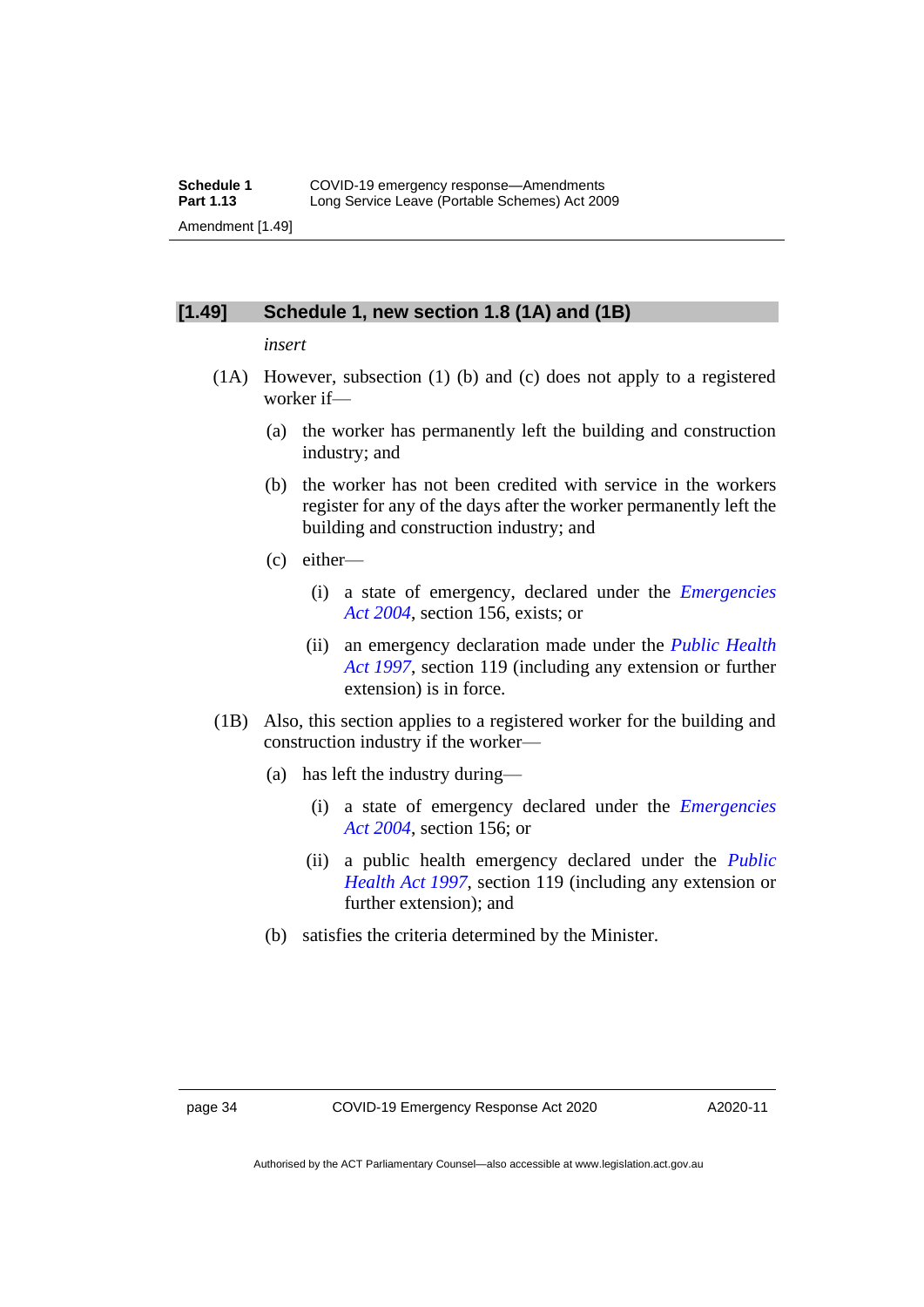### [1.49] Schedule 1, new section 1.8 (1A) and (1B)

*insert*

(1A) However, subsection (1) (b) and (c) does not apply to a registered worker if—

(a) the worker has permanently left the building and construction industry; and

(b) the worker has not been credited with service in the workers register for any of the days after the worker permanently left the building and construction industry; and

(c) either—

(i) a state of emergency, declared under the *Emergencies Act 2004*, section 156, exists; or

(ii) an emergency declaration made under the *Public Health Act 1997*, section 119 (including any extension or further extension) is in force.

(1B) Also, this section applies to a registered worker for the building and construction industry if the worker—

(a) has left the industry during—

(i) a state of emergency declared under the *Emergencies Act 2004*, section 156; or

(ii) a public health emergency declared under the *Public Health Act 1997*, section 119 (including any extension or further extension); and

(b) satisfies the criteria determined by the Minister.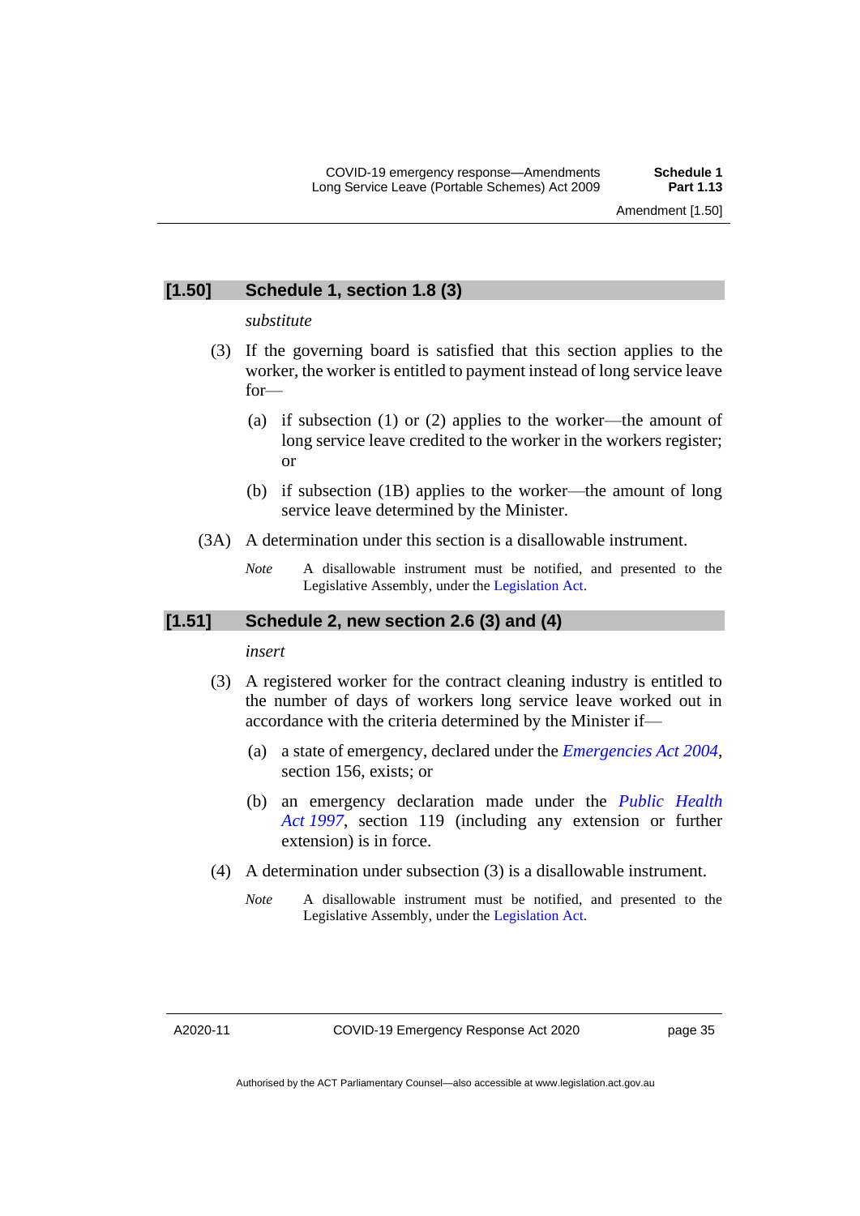## [1.50] Schedule 1, section 1.8 (3)

*substitute*

(3) If the governing board is satisfied that this section applies to the worker, the worker is entitled to payment instead of long service leave for—

(a) if subsection (1) or (2) applies to the worker—the amount of long service leave credited to the worker in the workers register; or

(b) if subsection (1B) applies to the worker—the amount of long service leave determined by the Minister.

(3A) A determination under this section is a disallowable instrument.

*Note* A disallowable instrument must be notified, and presented to the Legislative Assembly, under the Legislation Act.

## [1.51] Schedule 2, new section 2.6 (3) and (4)

*insert*

(3) A registered worker for the contract cleaning industry is entitled to the number of days of workers long service leave worked out in accordance with the criteria determined by the Minister if—

(a) a state of emergency, declared under the *Emergencies Act 2004*, section 156, exists; or

(b) an emergency declaration made under the *Public Health Act 1997*, section 119 (including any extension or further extension) is in force.

(4) A determination under subsection (3) is a disallowable instrument.

*Note* A disallowable instrument must be notified, and presented to the Legislative Assembly, under the Legislation Act.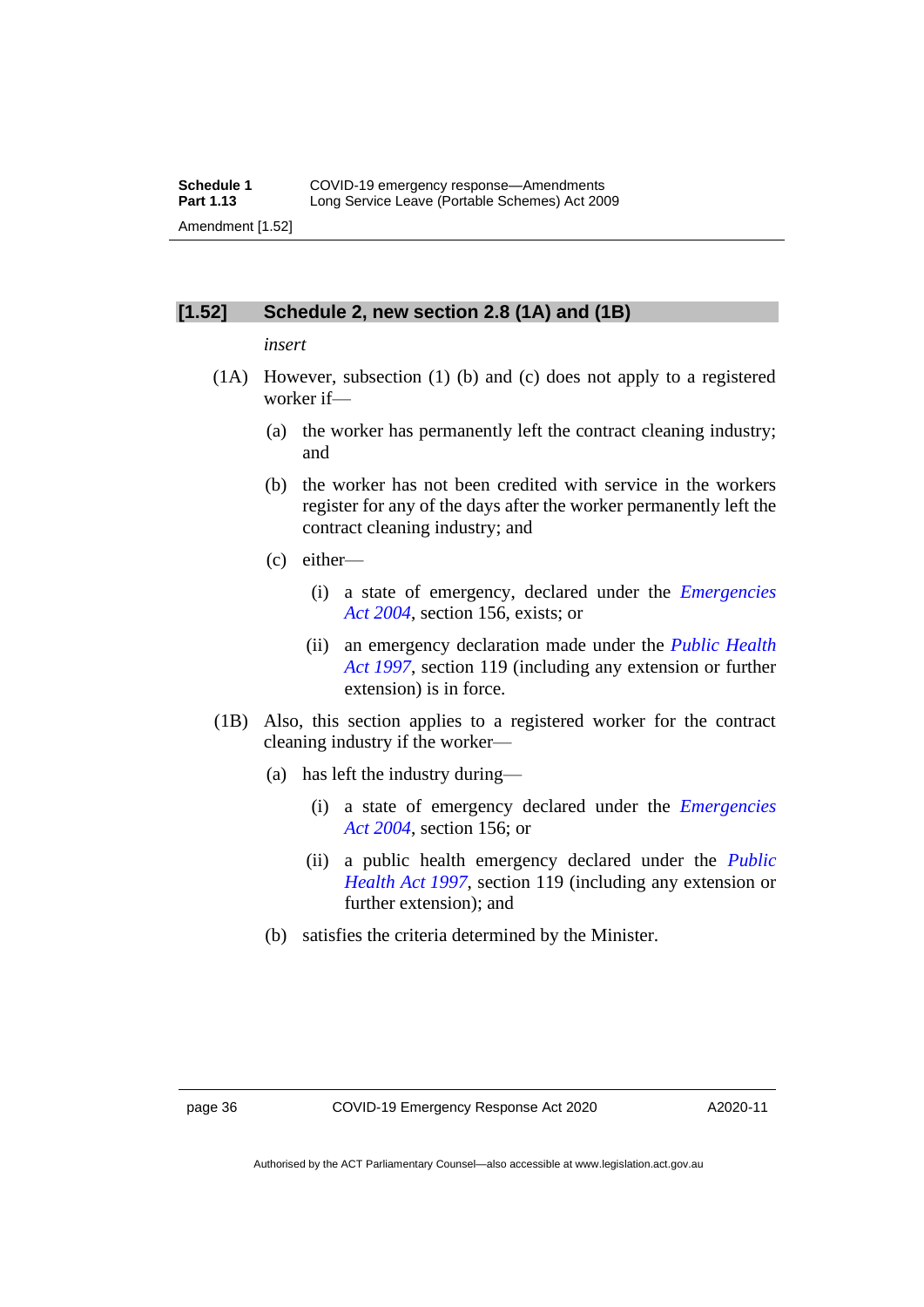### [1.52] Schedule 2, new section 2.8 (1A) and (1B)

*insert*

(1A) However, subsection (1) (b) and (c) does not apply to a registered worker if—

(a) the worker has permanently left the contract cleaning industry; and

(b) the worker has not been credited with service in the workers register for any of the days after the worker permanently left the contract cleaning industry; and

(c) either—

(i) a state of emergency, declared under the *Emergencies Act 2004*, section 156, exists; or

(ii) an emergency declaration made under the *Public Health Act 1997*, section 119 (including any extension or further extension) is in force.

(1B) Also, this section applies to a registered worker for the contract cleaning industry if the worker—

(a) has left the industry during—

(i) a state of emergency declared under the *Emergencies Act 2004*, section 156; or

(ii) a public health emergency declared under the *Public Health Act 1997*, section 119 (including any extension or further extension); and

(b) satisfies the criteria determined by the Minister.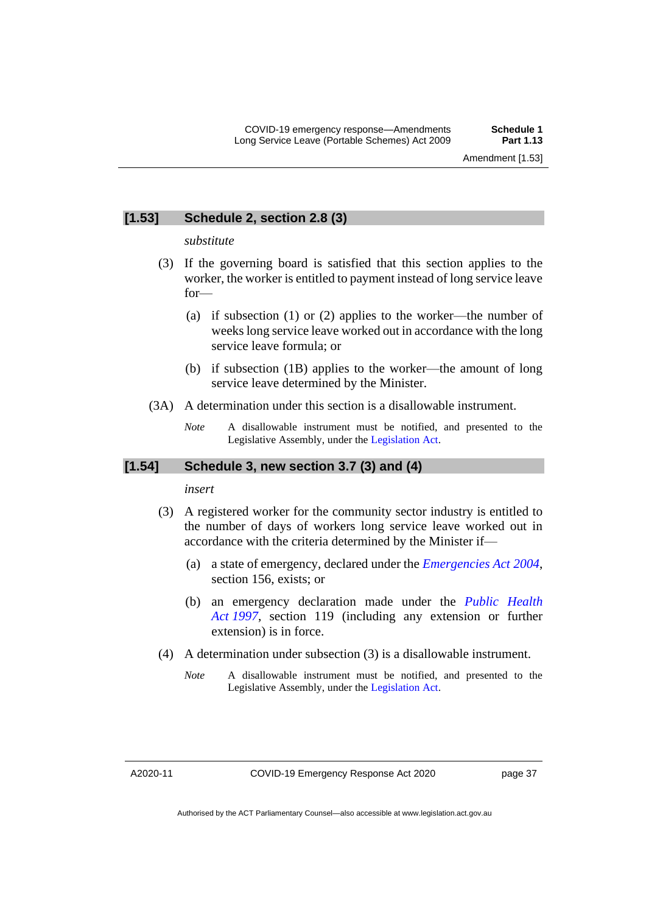## [1.53] Schedule 2, section 2.8 (3)

*substitute*

(3) If the governing board is satisfied that this section applies to the worker, the worker is entitled to payment instead of long service leave for—

(a) if subsection (1) or (2) applies to the worker—the number of weeks long service leave worked out in accordance with the long service leave formula; or

(b) if subsection (1B) applies to the worker—the amount of long service leave determined by the Minister.

(3A) A determination under this section is a disallowable instrument.

*Note* A disallowable instrument must be notified, and presented to the Legislative Assembly, under the Legislation Act.

## [1.54] Schedule 3, new section 3.7 (3) and (4)

*insert*

(3) A registered worker for the community sector industry is entitled to the number of days of workers long service leave worked out in accordance with the criteria determined by the Minister if—

(a) a state of emergency, declared under the *Emergencies Act 2004*, section 156, exists; or

(b) an emergency declaration made under the *Public Health Act 1997*, section 119 (including any extension or further extension) is in force.

(4) A determination under subsection (3) is a disallowable instrument.

*Note* A disallowable instrument must be notified, and presented to the Legislative Assembly, under the Legislation Act.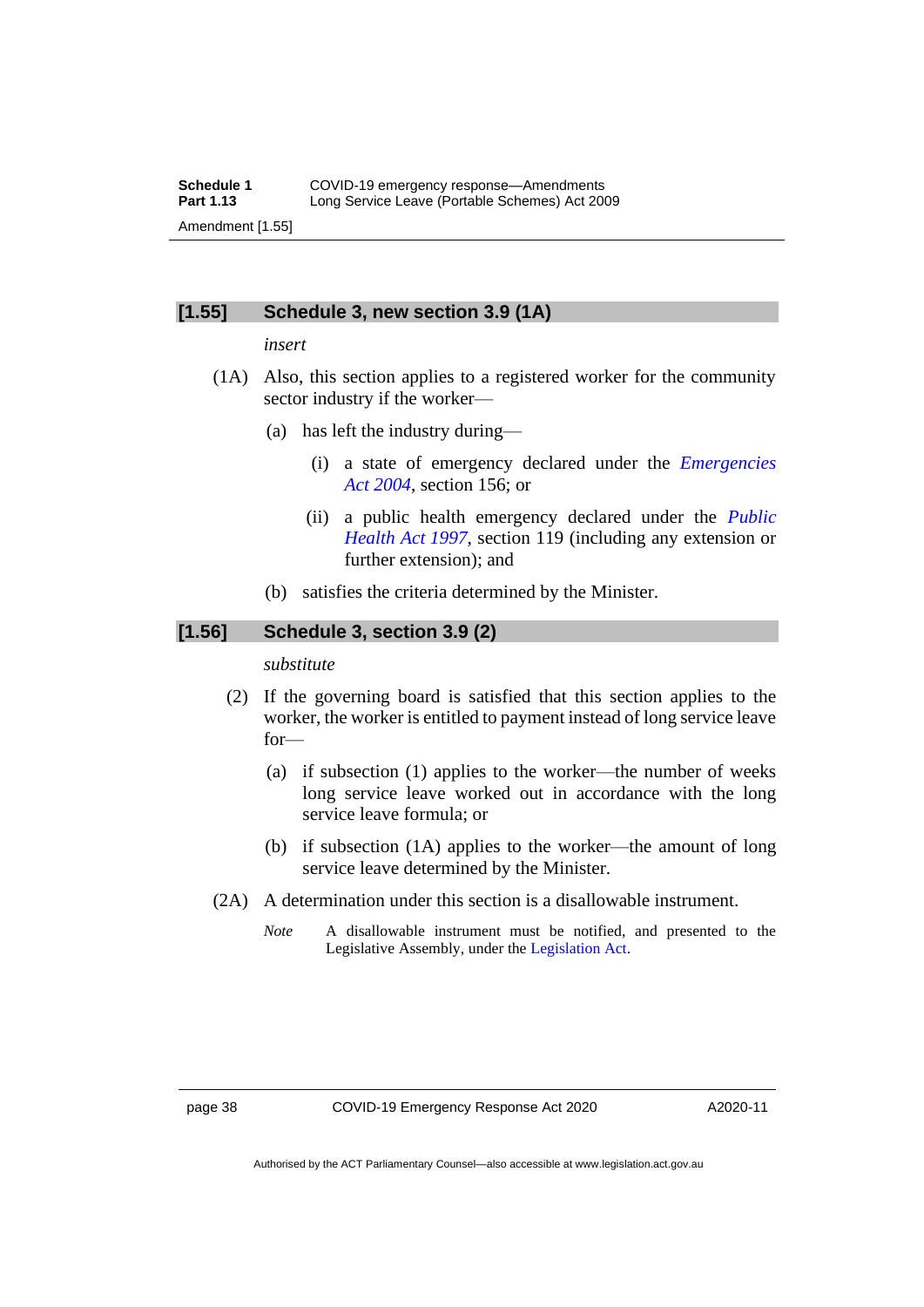### [1.55] Schedule 3, new section 3.9 (1A)

*insert*

(1A) Also, this section applies to a registered worker for the community sector industry if the worker—

(a) has left the industry during—

(i) a state of emergency declared under the *Emergencies Act 2004*, section 156; or

(ii) a public health emergency declared under the *Public Health Act 1997*, section 119 (including any extension or further extension); and

(b) satisfies the criteria determined by the Minister.

### [1.56] Schedule 3, section 3.9 (2)

*substitute*

(2) If the governing board is satisfied that this section applies to the worker, the worker is entitled to payment instead of long service leave for—

(a) if subsection (1) applies to the worker—the number of weeks long service leave worked out in accordance with the long service leave formula; or

(b) if subsection (1A) applies to the worker—the amount of long service leave determined by the Minister.

(2A) A determination under this section is a disallowable instrument.

*Note* A disallowable instrument must be notified, and presented to the Legislative Assembly, under the Legislation Act.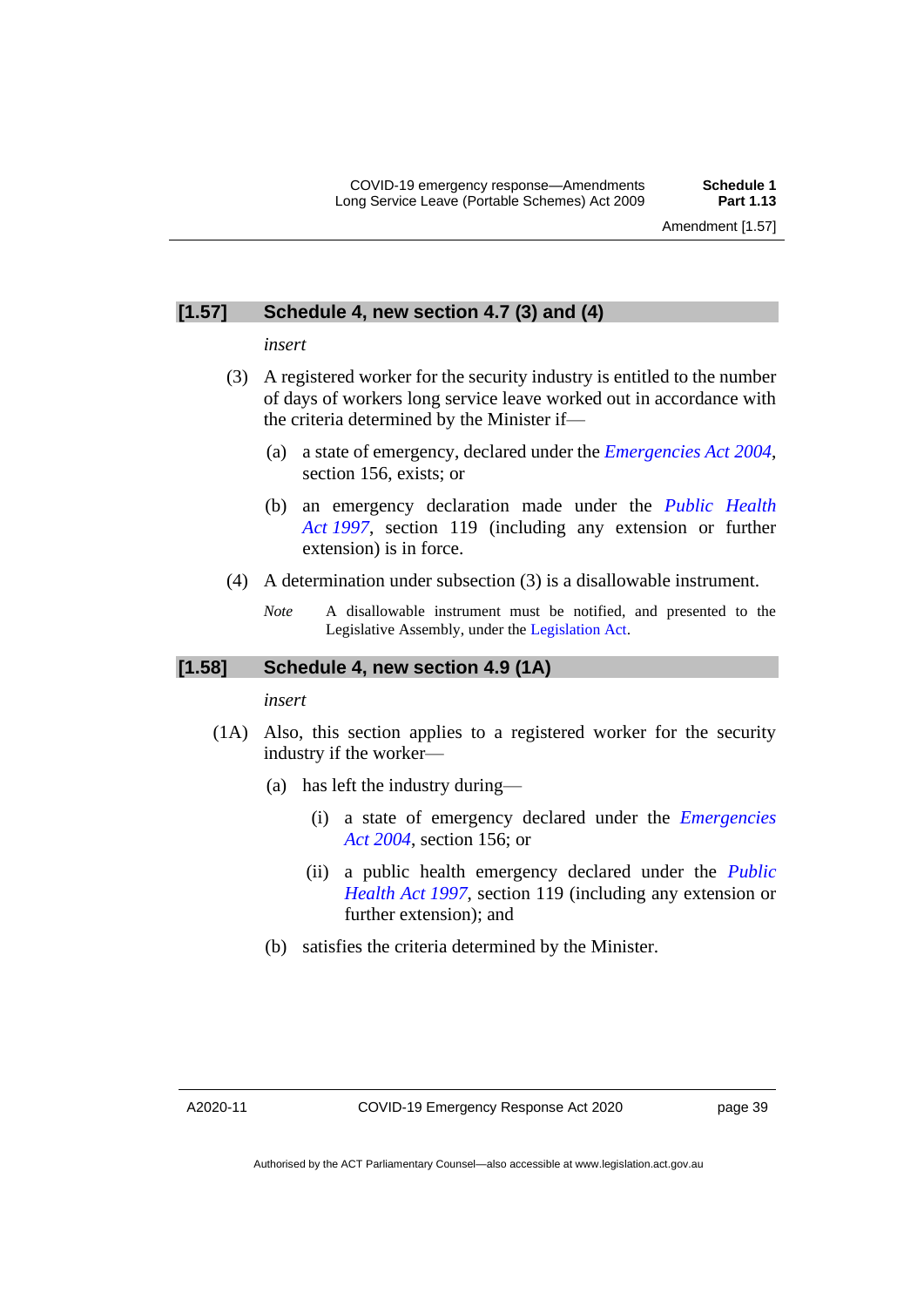## [1.57] Schedule 4, new section 4.7 (3) and (4)

*insert*

(3) A registered worker for the security industry is entitled to the number of days of workers long service leave worked out in accordance with the criteria determined by the Minister if—

(a) a state of emergency, declared under the *Emergencies Act 2004*, section 156, exists; or

(b) an emergency declaration made under the *Public Health Act 1997*, section 119 (including any extension or further extension) is in force.

(4) A determination under subsection (3) is a disallowable instrument.

*Note* A disallowable instrument must be notified, and presented to the Legislative Assembly, under the Legislation Act.

## [1.58] Schedule 4, new section 4.9 (1A)

*insert*

(1A) Also, this section applies to a registered worker for the security industry if the worker—

(a) has left the industry during—

(i) a state of emergency declared under the *Emergencies Act 2004*, section 156; or

(ii) a public health emergency declared under the *Public Health Act 1997*, section 119 (including any extension or further extension); and

(b) satisfies the criteria determined by the Minister.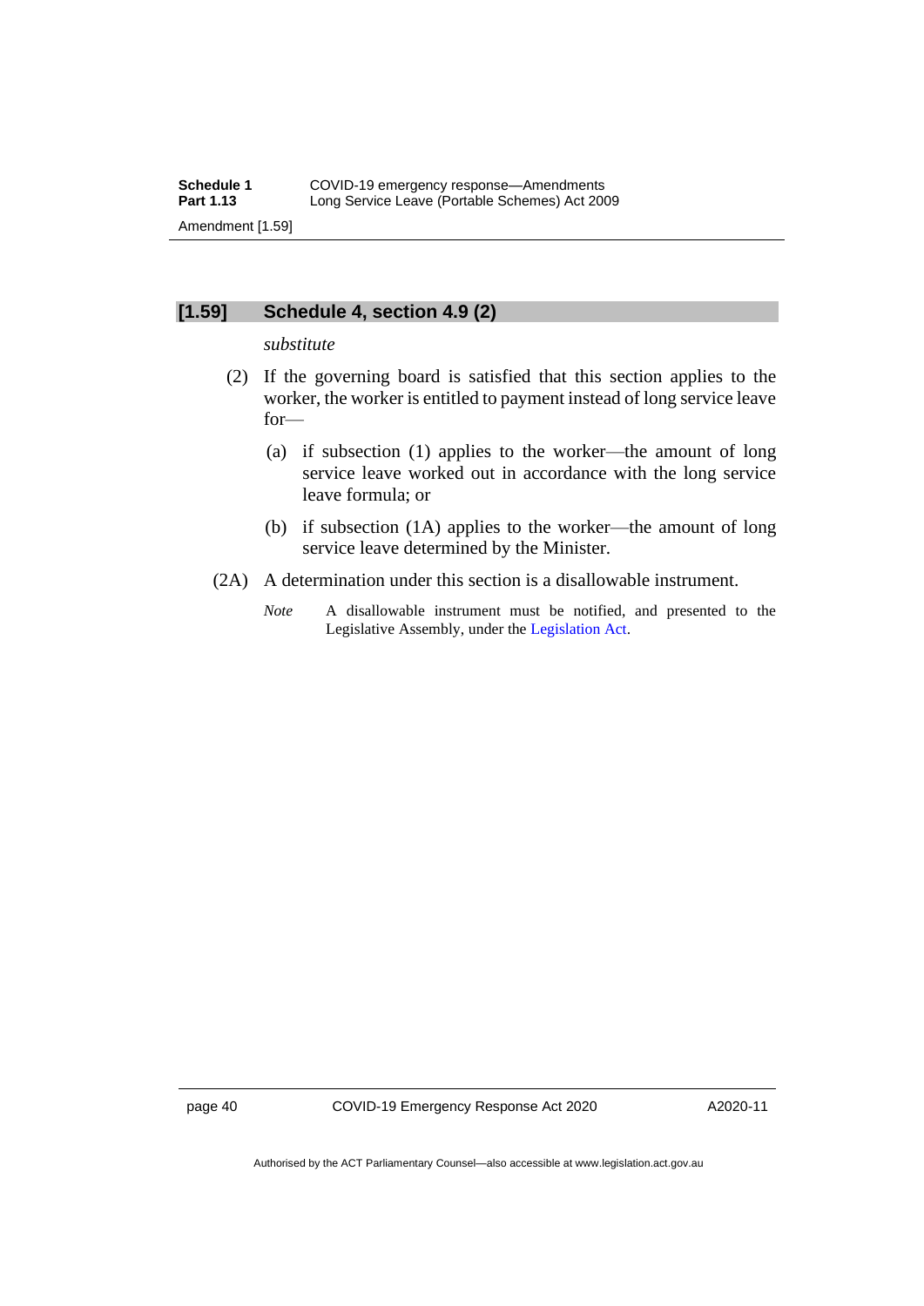## [1.59] Schedule 4, section 4.9 (2)

*substitute*

(2) If the governing board is satisfied that this section applies to the worker, the worker is entitled to payment instead of long service leave for—

(a) if subsection (1) applies to the worker—the amount of long service leave worked out in accordance with the long service leave formula; or

(b) if subsection (1A) applies to the worker—the amount of long service leave determined by the Minister.

(2A) A determination under this section is a disallowable instrument.

*Note* A disallowable instrument must be notified, and presented to the Legislative Assembly, under the Legislation Act.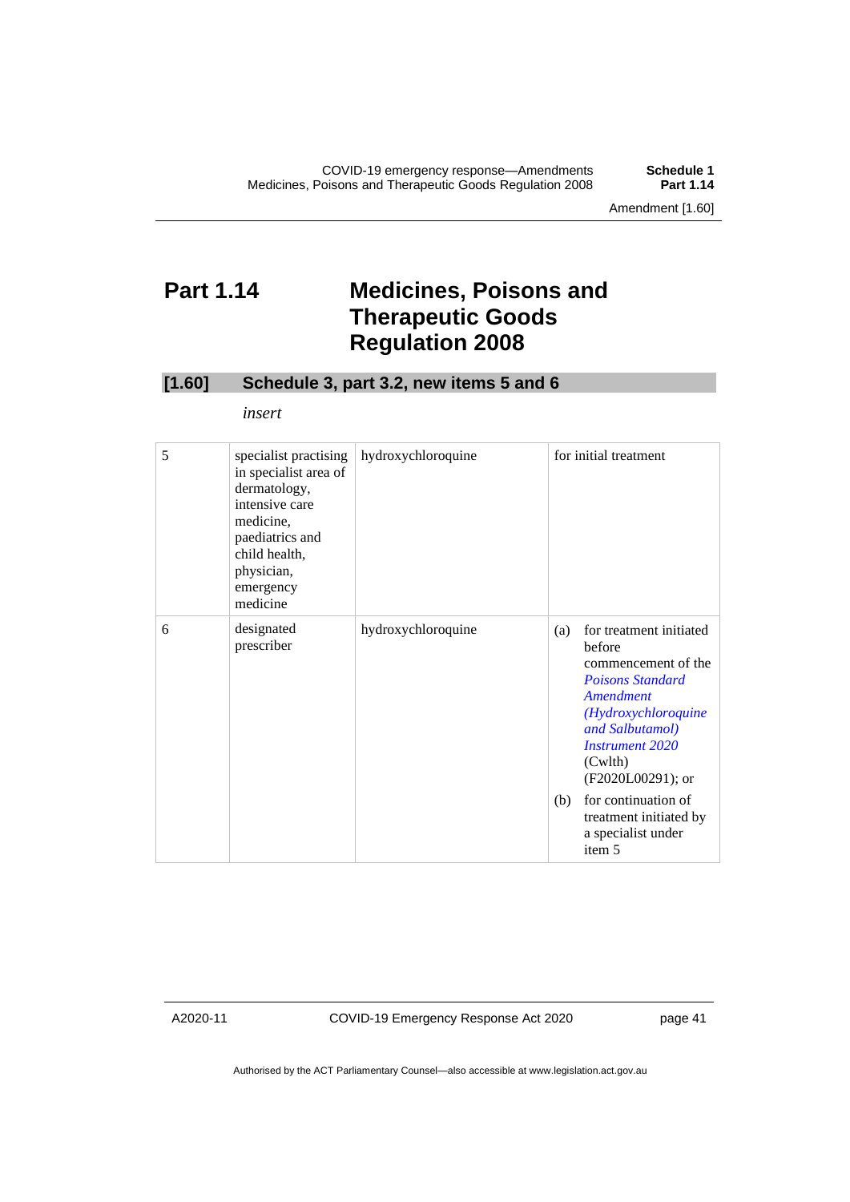# Part 1.14 Medicines, Poisons and Therapeutic Goods Regulation 2008

## [1.60] Schedule 3, part 3.2, new items 5 and 6

*insert*

| | | | |
|---|---|---|---|
| 5 | specialist practising in specialist area of dermatology, intensive care medicine, paediatrics and child health, physician, emergency medicine | hydroxychloroquine | for initial treatment |
| 6 | designated prescriber | hydroxychloroquine | (a) for treatment initiated before commencement of the *Poisons Standard Amendment (Hydroxychloroquine and Salbutamol) Instrument 2020* (Cwlth) (F2020L00291); or<br>(b) for continuation of treatment initiated by a specialist under item 5 |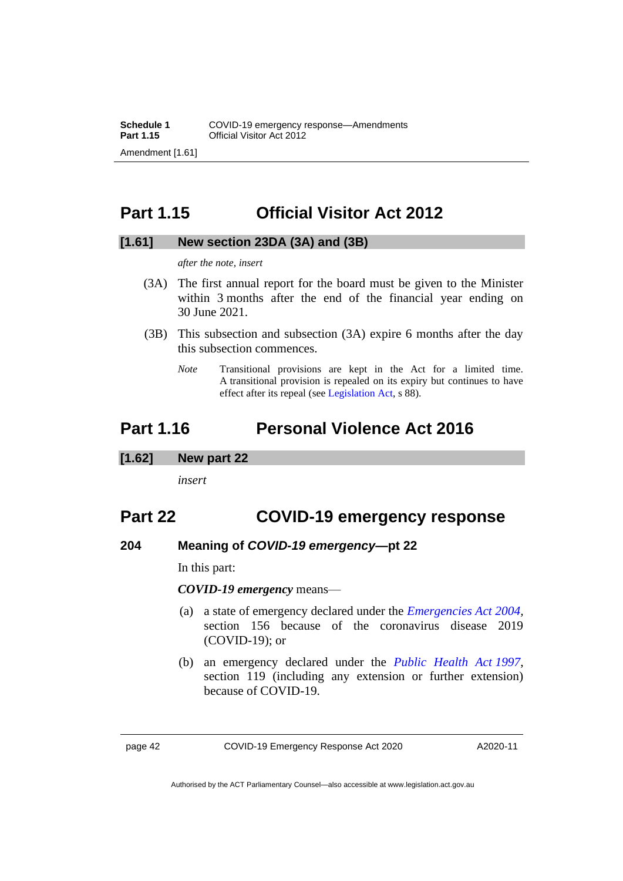# Part 1.15 Official Visitor Act 2012

## [1.61] New section 23DA (3A) and (3B)

*after the note, insert*

(3A) The first annual report for the board must be given to the Minister within 3 months after the end of the financial year ending on 30 June 2021.

(3B) This subsection and subsection (3A) expire 6 months after the day this subsection commences.

*Note* Transitional provisions are kept in the Act for a limited time. A transitional provision is repealed on its expiry but continues to have effect after its repeal (see Legislation Act, s 88).

# Part 1.16 Personal Violence Act 2016

## [1.62] New part 22

*insert*

# Part 22 COVID-19 emergency response

### 204 Meaning of *COVID-19 emergency*—pt 22

In this part:

***COVID-19 emergency*** means—

(a) a state of emergency declared under the *Emergencies Act 2004*, section 156 because of the coronavirus disease 2019 (COVID-19); or

(b) an emergency declared under the *Public Health Act 1997*, section 119 (including any extension or further extension) because of COVID-19.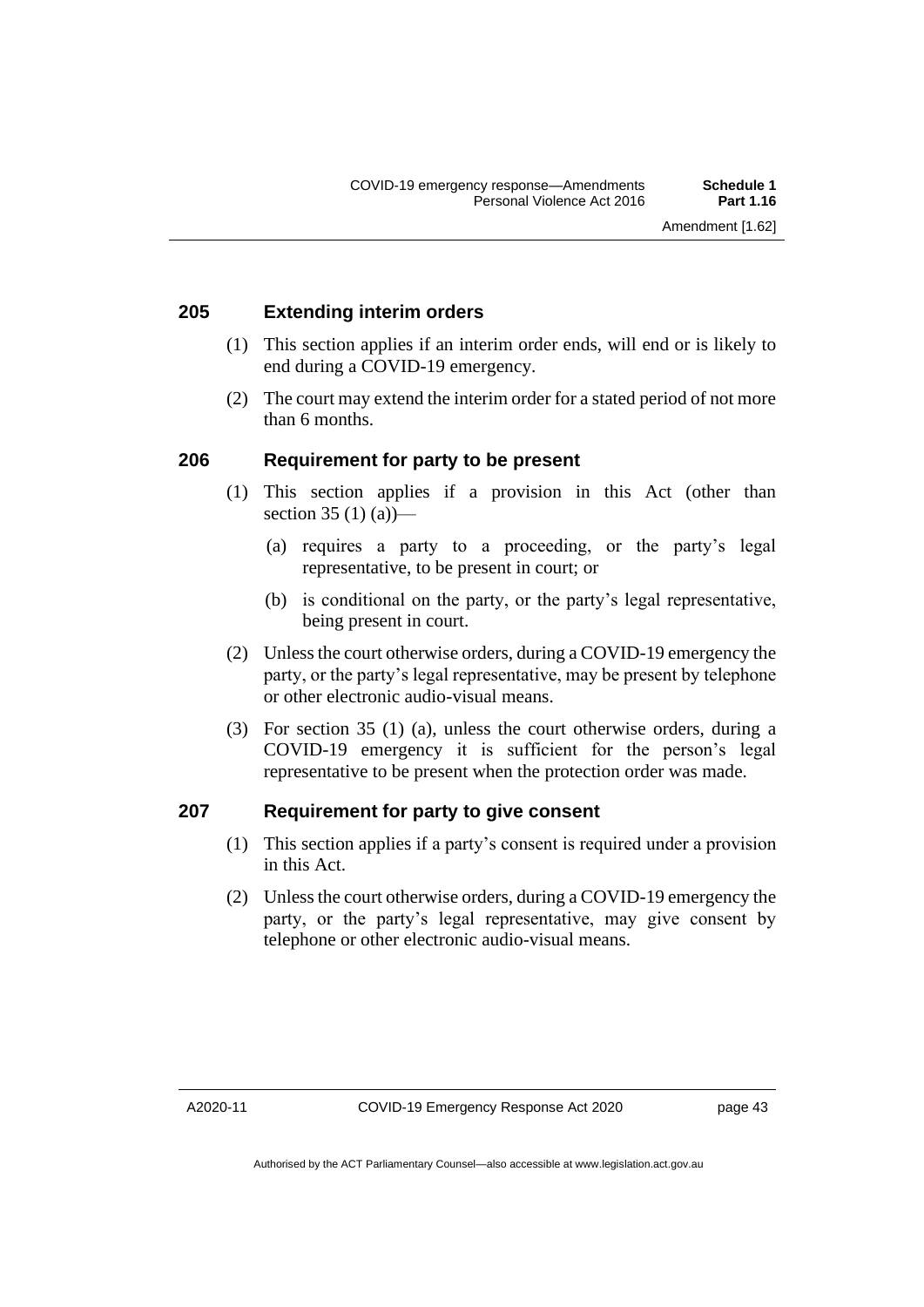### 205 Extending interim orders

(1) This section applies if an interim order ends, will end or is likely to end during a COVID-19 emergency.

(2) The court may extend the interim order for a stated period of not more than 6 months.

### 206 Requirement for party to be present

(1) This section applies if a provision in this Act (other than section 35 (1) (a))—

(a) requires a party to a proceeding, or the party's legal representative, to be present in court; or

(b) is conditional on the party, or the party's legal representative, being present in court.

(2) Unless the court otherwise orders, during a COVID-19 emergency the party, or the party's legal representative, may be present by telephone or other electronic audio-visual means.

(3) For section 35 (1) (a), unless the court otherwise orders, during a COVID-19 emergency it is sufficient for the person's legal representative to be present when the protection order was made.

### 207 Requirement for party to give consent

(1) This section applies if a party's consent is required under a provision in this Act.

(2) Unless the court otherwise orders, during a COVID-19 emergency the party, or the party's legal representative, may give consent by telephone or other electronic audio-visual means.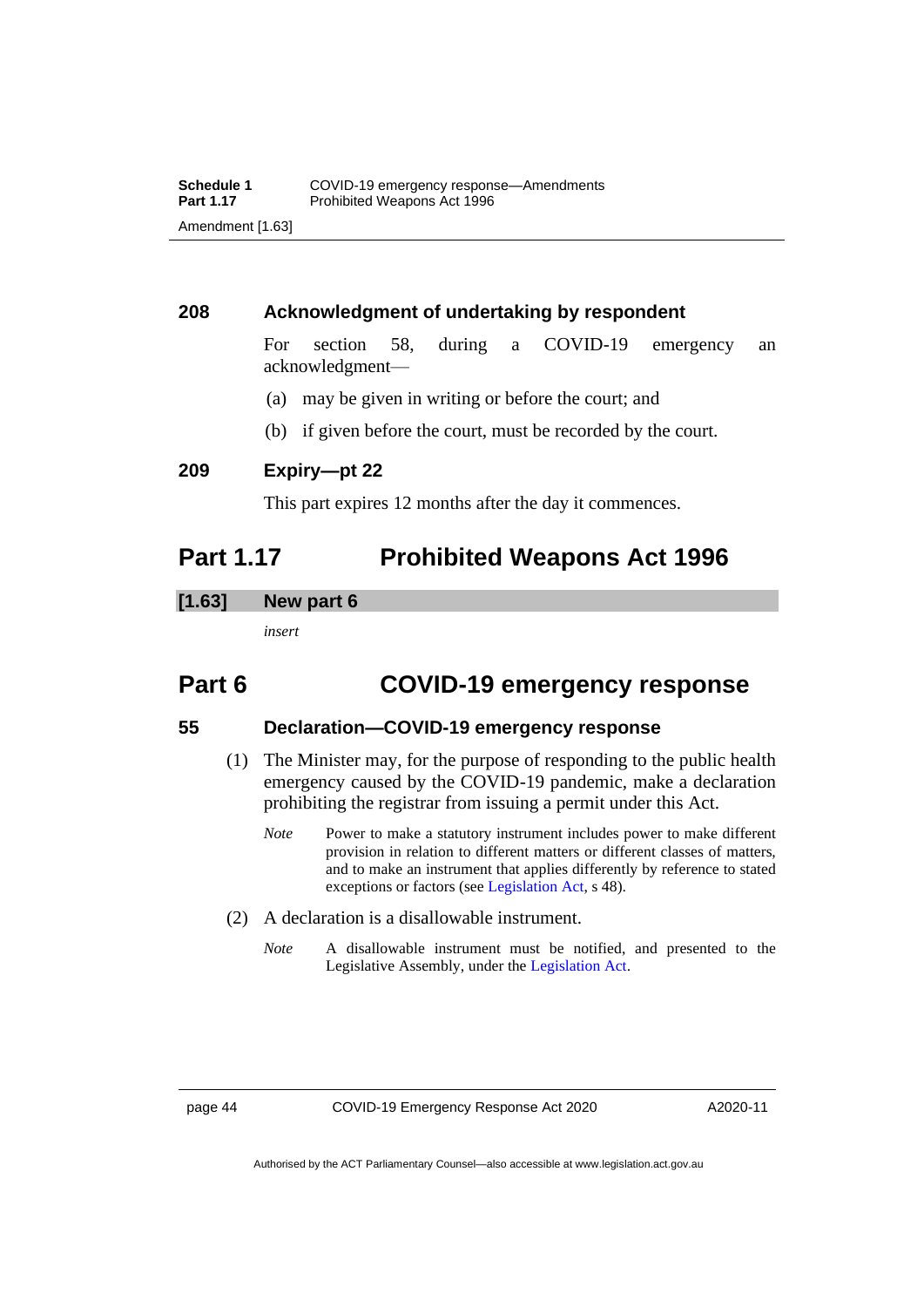### 208 Acknowledgment of undertaking by respondent

For section 58, during a COVID-19 emergency an acknowledgment—

(a) may be given in writing or before the court; and

(b) if given before the court, must be recorded by the court.

### 209 Expiry—pt 22

This part expires 12 months after the day it commences.

## Part 1.17 Prohibited Weapons Act 1996

### [1.63] New part 6

*insert*

## Part 6 COVID-19 emergency response

### 55 Declaration—COVID-19 emergency response

(1) The Minister may, for the purpose of responding to the public health emergency caused by the COVID-19 pandemic, make a declaration prohibiting the registrar from issuing a permit under this Act.

*Note* Power to make a statutory instrument includes power to make different provision in relation to different matters or different classes of matters, and to make an instrument that applies differently by reference to stated exceptions or factors (see Legislation Act, s 48).

(2) A declaration is a disallowable instrument.

*Note* A disallowable instrument must be notified, and presented to the Legislative Assembly, under the Legislation Act.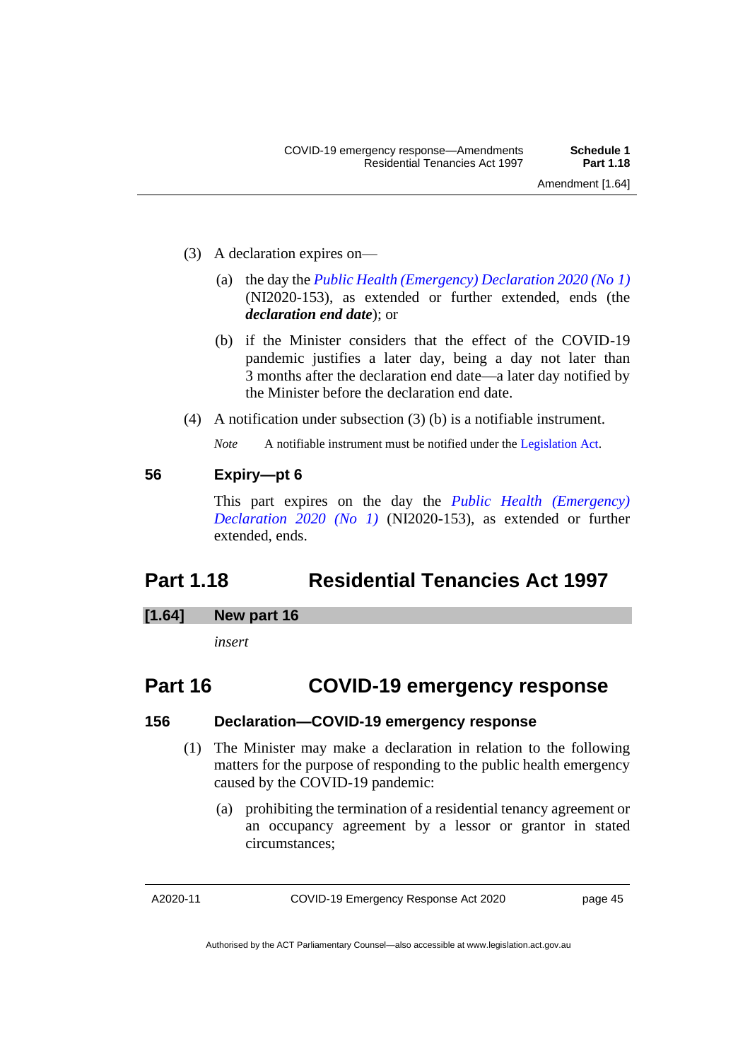(3) A declaration expires on—

(a) the day the *Public Health (Emergency) Declaration 2020 (No 1)* (NI2020-153), as extended or further extended, ends (the ***declaration end date***); or

(b) if the Minister considers that the effect of the COVID-19 pandemic justifies a later day, being a day not later than 3 months after the declaration end date—a later day notified by the Minister before the declaration end date.

(4) A notification under subsection (3) (b) is a notifiable instrument.

*Note* A notifiable instrument must be notified under the Legislation Act.

### 56 Expiry—pt 6

This part expires on the day the *Public Health (Emergency) Declaration 2020 (No 1)* (NI2020-153), as extended or further extended, ends.

## Part 1.18 Residential Tenancies Act 1997

### [1.64] New part 16

*insert*

## Part 16 COVID-19 emergency response

### 156 Declaration—COVID-19 emergency response

(1) The Minister may make a declaration in relation to the following matters for the purpose of responding to the public health emergency caused by the COVID-19 pandemic:

(a) prohibiting the termination of a residential tenancy agreement or an occupancy agreement by a lessor or grantor in stated circumstances;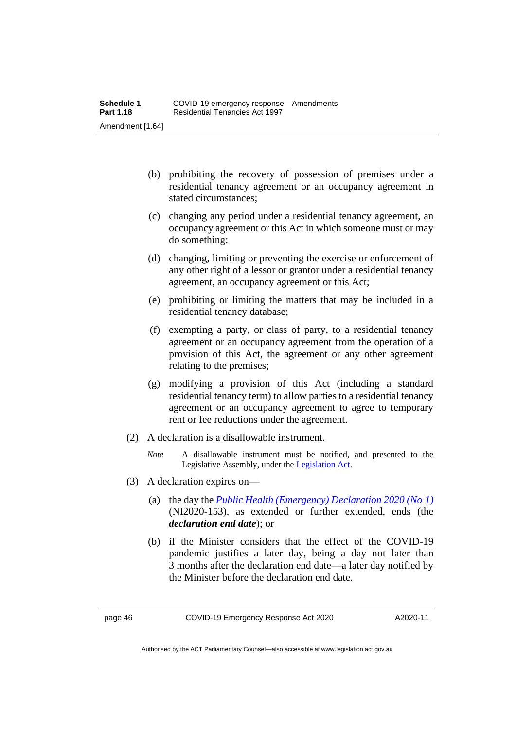(b) prohibiting the recovery of possession of premises under a residential tenancy agreement or an occupancy agreement in stated circumstances;

(c) changing any period under a residential tenancy agreement, an occupancy agreement or this Act in which someone must or may do something;

(d) changing, limiting or preventing the exercise or enforcement of any other right of a lessor or grantor under a residential tenancy agreement, an occupancy agreement or this Act;

(e) prohibiting or limiting the matters that may be included in a residential tenancy database;

(f) exempting a party, or class of party, to a residential tenancy agreement or an occupancy agreement from the operation of a provision of this Act, the agreement or any other agreement relating to the premises;

(g) modifying a provision of this Act (including a standard residential tenancy term) to allow parties to a residential tenancy agreement or an occupancy agreement to agree to temporary rent or fee reductions under the agreement.

(2) A declaration is a disallowable instrument.

*Note* A disallowable instrument must be notified, and presented to the Legislative Assembly, under the Legislation Act.

(3) A declaration expires on—

(a) the day the *Public Health (Emergency) Declaration 2020 (No 1)* (NI2020-153), as extended or further extended, ends (the ***declaration end date***); or

(b) if the Minister considers that the effect of the COVID-19 pandemic justifies a later day, being a day not later than 3 months after the declaration end date—a later day notified by the Minister before the declaration end date.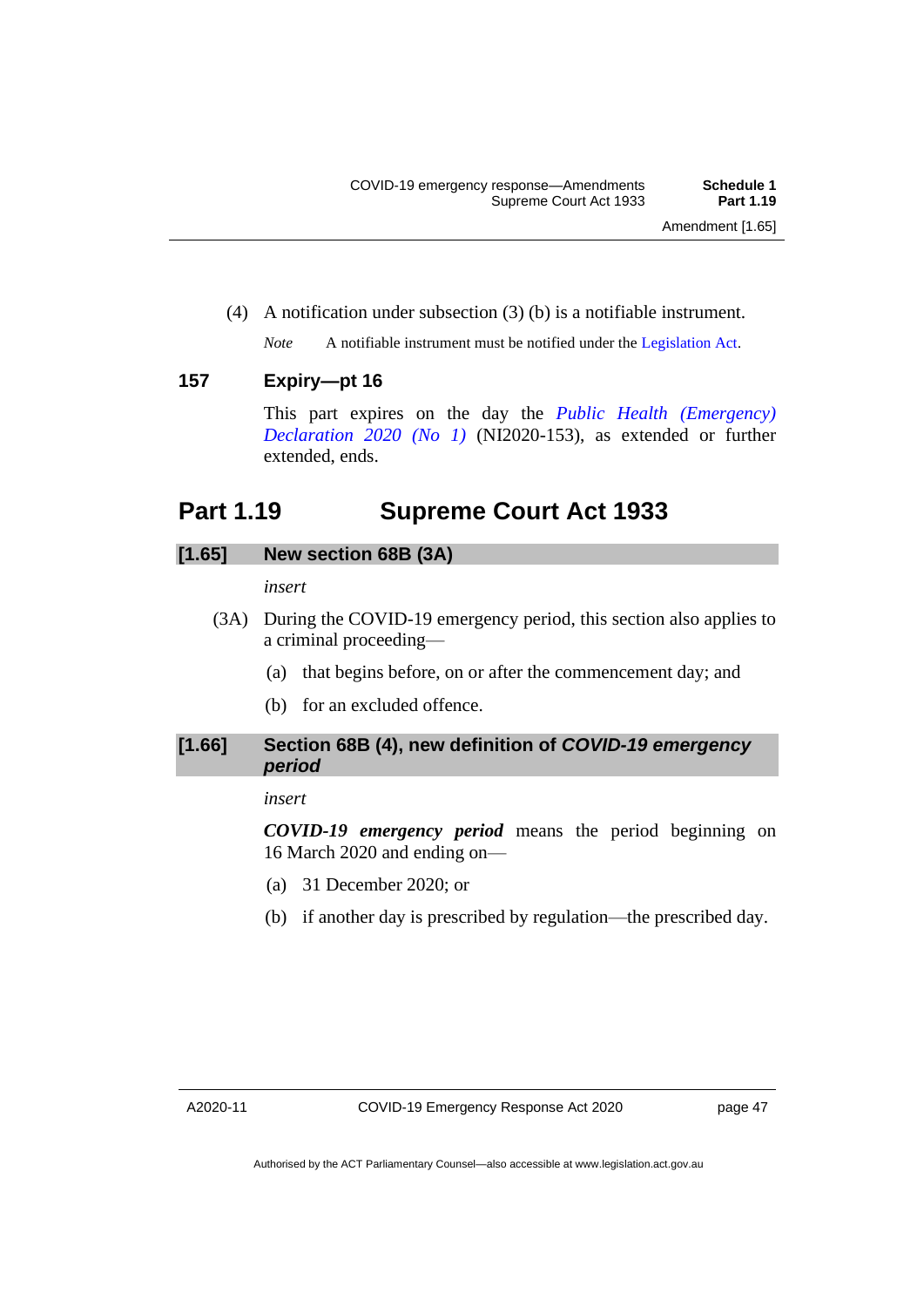(4) A notification under subsection (3) (b) is a notifiable instrument.

*Note* A notifiable instrument must be notified under the Legislation Act.

### 157 Expiry—pt 16

This part expires on the day the *Public Health (Emergency) Declaration 2020 (No 1)* (NI2020-153), as extended or further extended, ends.

## Part 1.19 Supreme Court Act 1933

### [1.65] New section 68B (3A)

*insert*

(3A) During the COVID-19 emergency period, this section also applies to a criminal proceeding—

(a) that begins before, on or after the commencement day; and

(b) for an excluded offence.

### [1.66] Section 68B (4), new definition of *COVID-19 emergency period*

*insert*

***COVID-19 emergency period*** means the period beginning on 16 March 2020 and ending on—

(a) 31 December 2020; or

(b) if another day is prescribed by regulation—the prescribed day.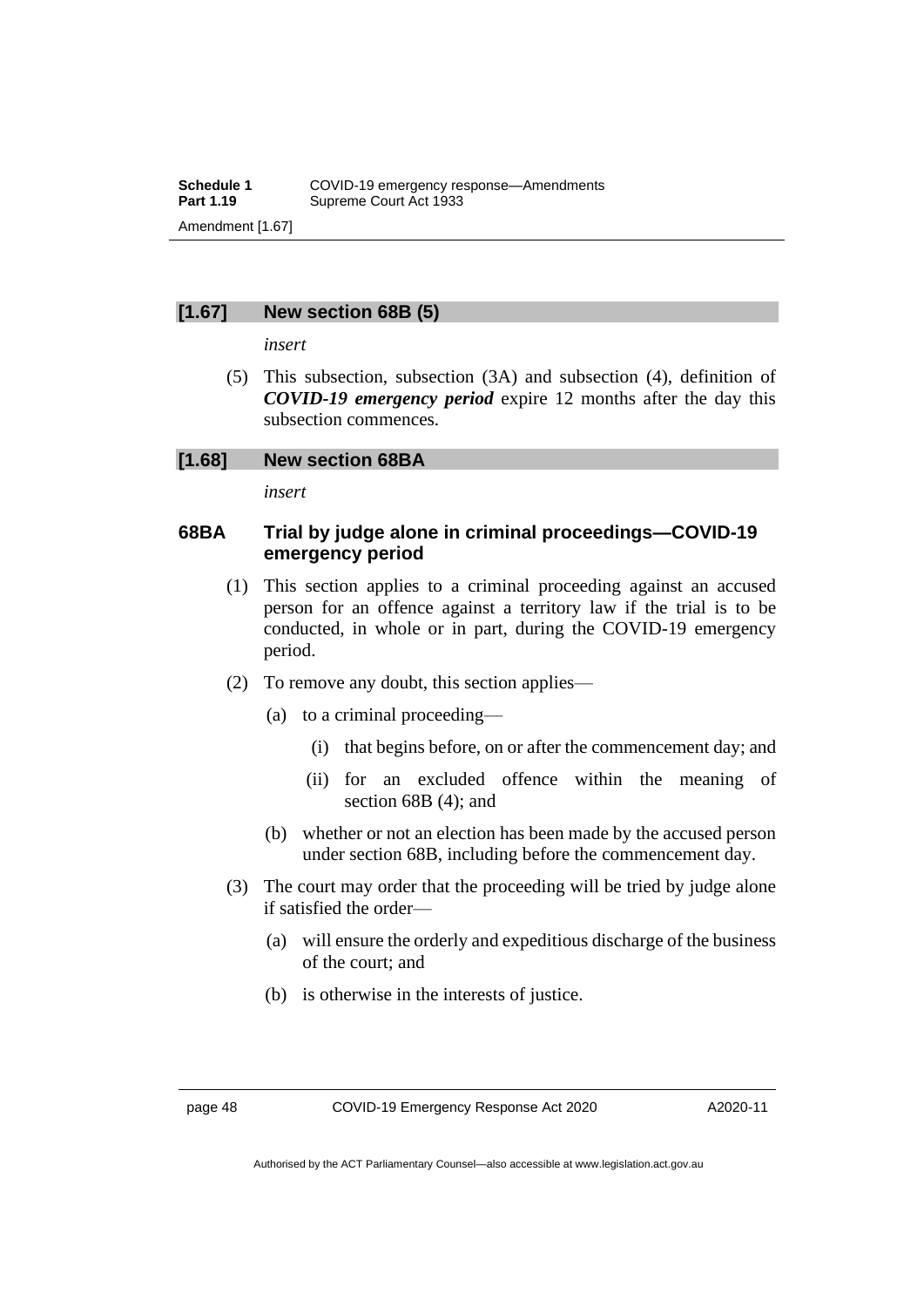### [1.67] New section 68B (5)

*insert*

(5) This subsection, subsection (3A) and subsection (4), definition of ***COVID-19 emergency period*** expire 12 months after the day this subsection commences.

### [1.68] New section 68BA

*insert*

### 68BA Trial by judge alone in criminal proceedings—COVID-19 emergency period

(1) This section applies to a criminal proceeding against an accused person for an offence against a territory law if the trial is to be conducted, in whole or in part, during the COVID-19 emergency period.

(2) To remove any doubt, this section applies—

- (a) to a criminal proceeding—
  - (i) that begins before, on or after the commencement day; and
  - (ii) for an excluded offence within the meaning of section 68B (4); and
- (b) whether or not an election has been made by the accused person under section 68B, including before the commencement day.

(3) The court may order that the proceeding will be tried by judge alone if satisfied the order—

- (a) will ensure the orderly and expeditious discharge of the business of the court; and
- (b) is otherwise in the interests of justice.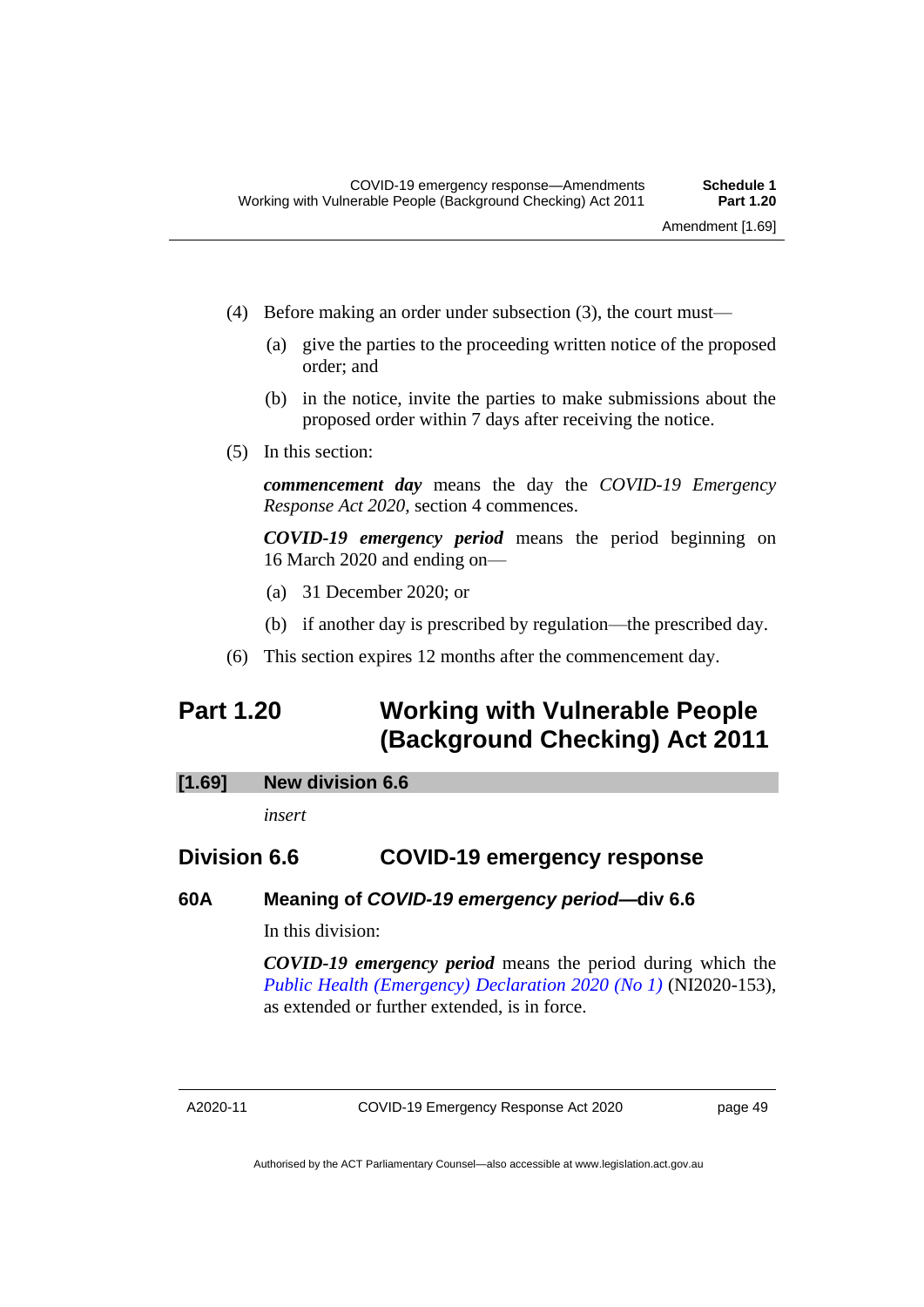(4) Before making an order under subsection (3), the court must—

(a) give the parties to the proceeding written notice of the proposed order; and

(b) in the notice, invite the parties to make submissions about the proposed order within 7 days after receiving the notice.

(5) In this section:

***commencement day*** means the day the *COVID-19 Emergency Response Act 2020*, section 4 commences.

***COVID-19 emergency period*** means the period beginning on 16 March 2020 and ending on—

(a) 31 December 2020; or

(b) if another day is prescribed by regulation—the prescribed day.

(6) This section expires 12 months after the commencement day.

# Part 1.20 Working with Vulnerable People (Background Checking) Act 2011

## [1.69] New division 6.6

*insert*

## Division 6.6 COVID-19 emergency response

### 60A Meaning of *COVID-19 emergency period*—div 6.6

In this division:

***COVID-19 emergency period*** means the period during which the *Public Health (Emergency) Declaration 2020 (No 1)* (NI2020-153), as extended or further extended, is in force.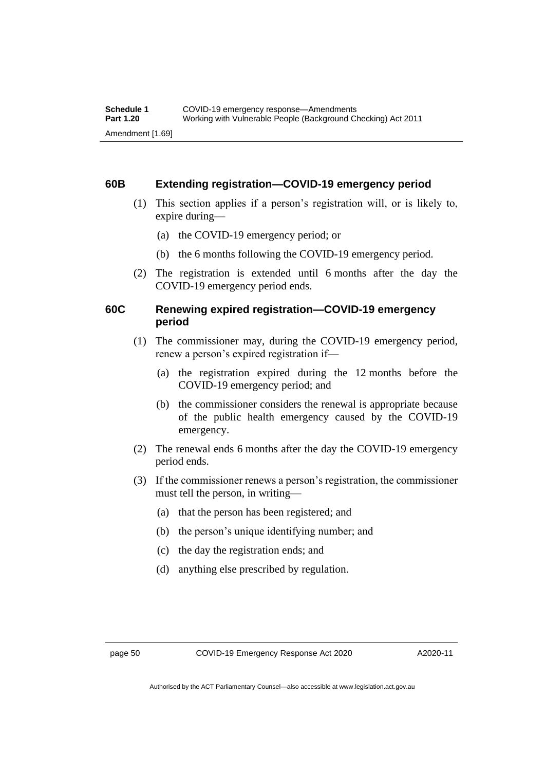### 60B Extending registration—COVID-19 emergency period

(1) This section applies if a person's registration will, or is likely to, expire during—

(a) the COVID-19 emergency period; or

(b) the 6 months following the COVID-19 emergency period.

(2) The registration is extended until 6 months after the day the COVID-19 emergency period ends.

### 60C Renewing expired registration—COVID-19 emergency period

(1) The commissioner may, during the COVID-19 emergency period, renew a person's expired registration if—

(a) the registration expired during the 12 months before the COVID-19 emergency period; and

(b) the commissioner considers the renewal is appropriate because of the public health emergency caused by the COVID-19 emergency.

(2) The renewal ends 6 months after the day the COVID-19 emergency period ends.

(3) If the commissioner renews a person's registration, the commissioner must tell the person, in writing—

(a) that the person has been registered; and

(b) the person's unique identifying number; and

(c) the day the registration ends; and

(d) anything else prescribed by regulation.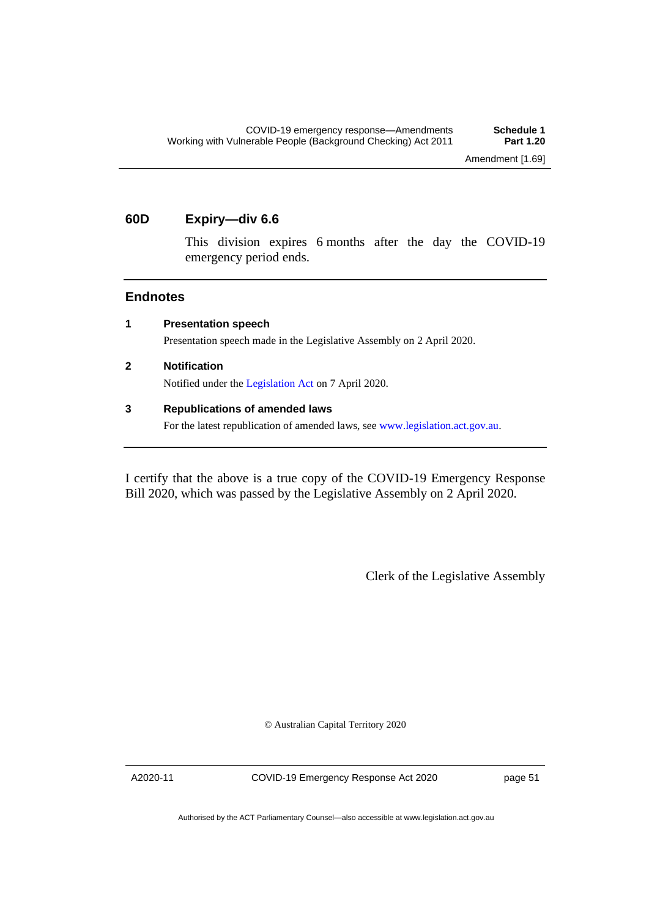### 60D Expiry—div 6.6

This division expires 6 months after the day the COVID-19 emergency period ends.

## Endnotes

**1 Presentation speech**

Presentation speech made in the Legislative Assembly on 2 April 2020.

**2 Notification**

Notified under the Legislation Act on 7 April 2020.

**3 Republications of amended laws**

For the latest republication of amended laws, see www.legislation.act.gov.au.

I certify that the above is a true copy of the COVID-19 Emergency Response Bill 2020, which was passed by the Legislative Assembly on 2 April 2020.

Clerk of the Legislative Assembly

© Australian Capital Territory 2020